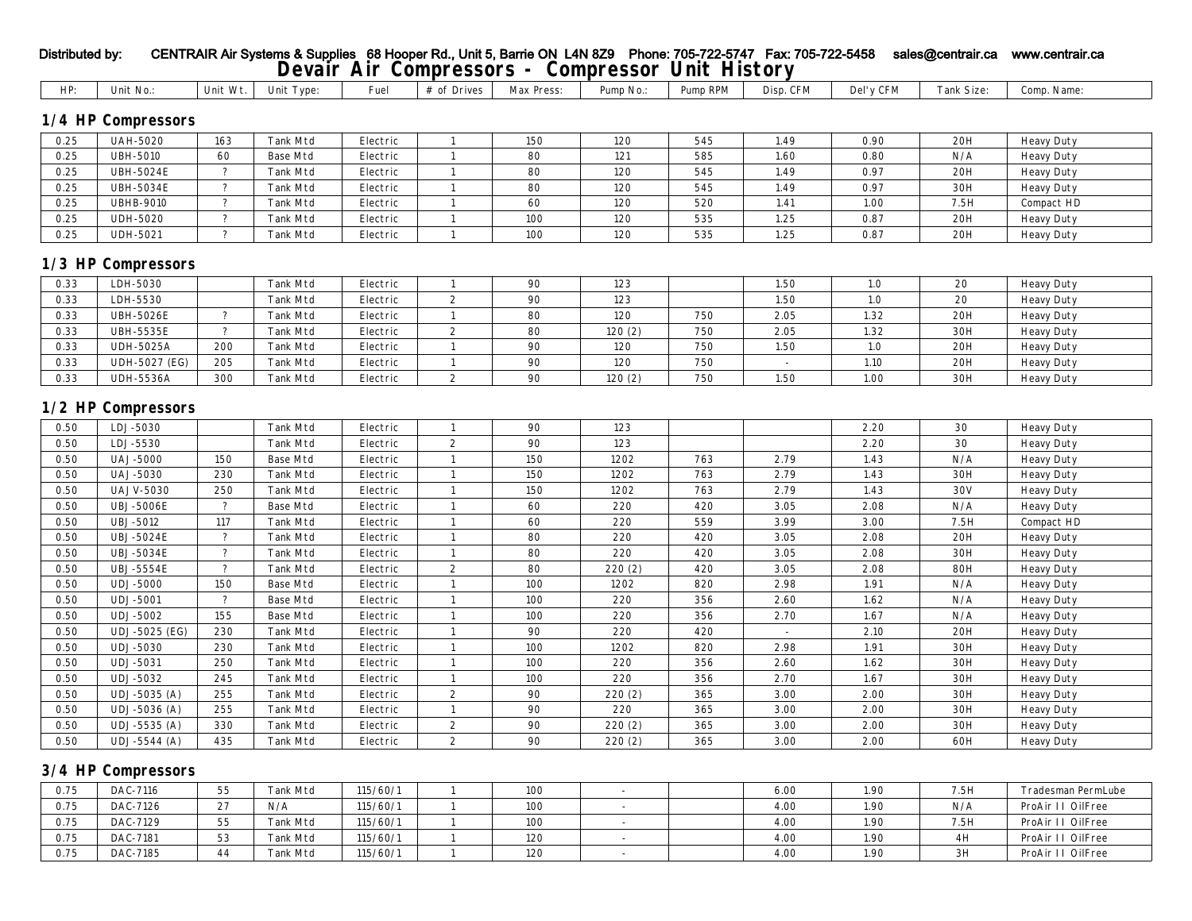Distributed by: CENTRAIR Air Systems & Supplies 68 Hooper Rd., Unit 5, Barrie ON L4N 8Z9 Phone: 705-722-5747 Fax: 705-722-5458 sales@centrair.ca www.centrair.ca

# Devair Air Compressors - Compressor Unit History

| HP: | Unit No.: | Unit Wt. | Unit Type: | Fuel | # of Drives | Max Press: | Pump No.: | Pump RPM | Disp. CFM | Del'y CFM | Tank Size: | Comp. Name: |
|---|---|---|---|---|---|---|---|---|---|---|---|---|

## 1/4 HP Compressors

| HP: | Unit No.: | Unit Wt. | Unit Type: | Fuel | # of Drives | Max Press: | Pump No.: | Pump RPM | Disp. CFM | Del'y CFM | Tank Size: | Comp. Name: |
|---|---|---|---|---|---|---|---|---|---|---|---|---|
| 0.25 | UAH-5020 | 163 | Tank Mtd | Electric | 1 | 150 | 120 | 545 | 1.49 | 0.90 | 20H | Heavy Duty |
| 0.25 | UBH-5010 | 60 | Base Mtd | Electric | 1 | 80 | 121 | 585 | 1.60 | 0.80 | N/A | Heavy Duty |
| 0.25 | UBH-5024E | ? | Tank Mtd | Electric | 1 | 80 | 120 | 545 | 1.49 | 0.97 | 20H | Heavy Duty |
| 0.25 | UBH-5034E | ? | Tank Mtd | Electric | 1 | 80 | 120 | 545 | 1.49 | 0.97 | 30H | Heavy Duty |
| 0.25 | UBHB-9010 | ? | Tank Mtd | Electric | 1 | 60 | 120 | 520 | 1.41 | 1.00 | 7.5H | Compact HD |
| 0.25 | UDH-5020 | ? | Tank Mtd | Electric | 1 | 100 | 120 | 535 | 1.25 | 0.87 | 20H | Heavy Duty |
| 0.25 | UDH-5021 | ? | Tank Mtd | Electric | 1 | 100 | 120 | 535 | 1.25 | 0.87 | 20H | Heavy Duty |

## 1/3 HP Compressors

| HP: | Unit No.: | Unit Wt. | Unit Type: | Fuel | # of Drives | Max Press: | Pump No.: | Pump RPM | Disp. CFM | Del'y CFM | Tank Size: | Comp. Name: |
|---|---|---|---|---|---|---|---|---|---|---|---|---|
| 0.33 | LDH-5030 | | Tank Mtd | Electric | 1 | 90 | 123 | | 1.50 | 1.0 | 20 | Heavy Duty |
| 0.33 | LDH-5530 | | Tank Mtd | Electric | 2 | 90 | 123 | | 1.50 | 1.0 | 20 | Heavy Duty |
| 0.33 | UBH-5026E | ? | Tank Mtd | Electric | 1 | 80 | 120 | 750 | 2.05 | 1.32 | 20H | Heavy Duty |
| 0.33 | UBH-5535E | ? | Tank Mtd | Electric | 2 | 80 | 120 (2) | 750 | 2.05 | 1.32 | 30H | Heavy Duty |
| 0.33 | UDH-5025A | 200 | Tank Mtd | Electric | 1 | 90 | 120 | 750 | 1.50 | 1.0 | 20H | Heavy Duty |
| 0.33 | UDH-5027 (EG) | 205 | Tank Mtd | Electric | 1 | 90 | 120 | 750 | - | 1.10 | 20H | Heavy Duty |
| 0.33 | UDH-5536A | 300 | Tank Mtd | Electric | 2 | 90 | 120 (2) | 750 | 1.50 | 1.00 | 30H | Heavy Duty |

## 1/2 HP Compressors

| HP: | Unit No.: | Unit Wt. | Unit Type: | Fuel | # of Drives | Max Press: | Pump No.: | Pump RPM | Disp. CFM | Del'y CFM | Tank Size: | Comp. Name: |
|---|---|---|---|---|---|---|---|---|---|---|---|---|
| 0.50 | LDJ-5030 | | Tank Mtd | Electric | 1 | 90 | 123 | | | 2.20 | 30 | Heavy Duty |
| 0.50 | LDJ-5530 | | Tank Mtd | Electric | 2 | 90 | 123 | | | 2.20 | 30 | Heavy Duty |
| 0.50 | UAJ-5000 | 150 | Base Mtd | Electric | 1 | 150 | 1202 | 763 | 2.79 | 1.43 | N/A | Heavy Duty |
| 0.50 | UAJ-5030 | 230 | Tank Mtd | Electric | 1 | 150 | 1202 | 763 | 2.79 | 1.43 | 30H | Heavy Duty |
| 0.50 | UAJV-5030 | 250 | Tank Mtd | Electric | 1 | 150 | 1202 | 763 | 2.79 | 1.43 | 30V | Heavy Duty |
| 0.50 | UBJ-5006E | ? | Base Mtd | Electric | 1 | 60 | 220 | 420 | 3.05 | 2.08 | N/A | Heavy Duty |
| 0.50 | UBJ-5012 | 117 | Tank Mtd | Electric | 1 | 60 | 220 | 559 | 3.99 | 3.00 | 7.5H | Compact HD |
| 0.50 | UBJ-5024E | ? | Tank Mtd | Electric | 1 | 80 | 220 | 420 | 3.05 | 2.08 | 20H | Heavy Duty |
| 0.50 | UBJ-5034E | ? | Tank Mtd | Electric | 1 | 80 | 220 | 420 | 3.05 | 2.08 | 30H | Heavy Duty |
| 0.50 | UBJ-5554E | ? | Tank Mtd | Electric | 2 | 80 | 220 (2) | 420 | 3.05 | 2.08 | 80H | Heavy Duty |
| 0.50 | UDJ-5000 | 150 | Base Mtd | Electric | 1 | 100 | 1202 | 820 | 2.98 | 1.91 | N/A | Heavy Duty |
| 0.50 | UDJ-5001 | ? | Base Mtd | Electric | 1 | 100 | 220 | 356 | 2.60 | 1.62 | N/A | Heavy Duty |
| 0.50 | UDJ-5002 | 155 | Base Mtd | Electric | 1 | 100 | 220 | 356 | 2.70 | 1.67 | N/A | Heavy Duty |
| 0.50 | UDJ-5025 (EG) | 230 | Tank Mtd | Electric | 1 | 90 | 220 | 420 | - | 2.10 | 20H | Heavy Duty |
| 0.50 | UDJ-5030 | 230 | Tank Mtd | Electric | 1 | 100 | 1202 | 820 | 2.98 | 1.91 | 30H | Heavy Duty |
| 0.50 | UDJ-5031 | 250 | Tank Mtd | Electric | 1 | 100 | 220 | 356 | 2.60 | 1.62 | 30H | Heavy Duty |
| 0.50 | UDJ-5032 | 245 | Tank Mtd | Electric | 1 | 100 | 220 | 356 | 2.70 | 1.67 | 30H | Heavy Duty |
| 0.50 | UDJ-5035 (A) | 255 | Tank Mtd | Electric | 2 | 90 | 220 (2) | 365 | 3.00 | 2.00 | 30H | Heavy Duty |
| 0.50 | UDJ-5036 (A) | 255 | Tank Mtd | Electric | 1 | 90 | 220 | 365 | 3.00 | 2.00 | 30H | Heavy Duty |
| 0.50 | UDJ-5535 (A) | 330 | Tank Mtd | Electric | 2 | 90 | 220 (2) | 365 | 3.00 | 2.00 | 30H | Heavy Duty |
| 0.50 | UDJ-5544 (A) | 435 | Tank Mtd | Electric | 2 | 90 | 220 (2) | 365 | 3.00 | 2.00 | 60H | Heavy Duty |

## 3/4 HP Compressors

| HP: | Unit No.: | Unit Wt. | Unit Type: | Fuel | # of Drives | Max Press: | Pump No.: | Pump RPM | Disp. CFM | Del'y CFM | Tank Size: | Comp. Name: |
|---|---|---|---|---|---|---|---|---|---|---|---|---|
| 0.75 | DAC-7116 | 55 | Tank Mtd | 115/60/1 | 1 | 100 | - | | 6.00 | 1.90 | 7.5H | Tradesman PermLube |
| 0.75 | DAC-7126 | 27 | N/A | 115/60/1 | 1 | 100 | - | | 4.00 | 1.90 | N/A | ProAir II OilFree |
| 0.75 | DAC-7129 | 55 | Tank Mtd | 115/60/1 | 1 | 100 | - | | 4.00 | 1.90 | 7.5H | ProAir II OilFree |
| 0.75 | DAC-7181 | 53 | Tank Mtd | 115/60/1 | 1 | 120 | - | | 4.00 | 1.90 | 4H | ProAir II OilFree |
| 0.75 | DAC-7185 | 44 | Tank Mtd | 115/60/1 | 1 | 120 | - | | 4.00 | 1.90 | 3H | ProAir II OilFree |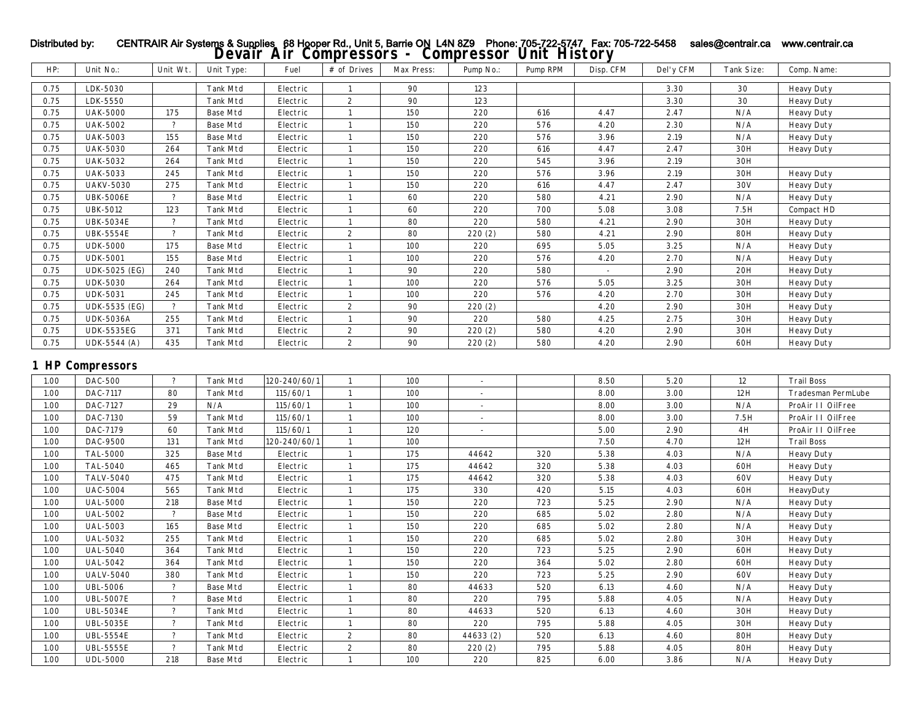Distributed by: CENTRAIR Air Systems & Supplies 68 Hooper Rd., Unit 5, Barrie ON L4N 8Z9 Phone: 705-722-5747 Fax: 705-722-5458 sales@centrair.ca www.centrair.ca

# Devair Air Compressors - Compressor Unit History

| HP: | Unit No.: | Unit Wt. | Unit Type: | Fuel | # of Drives | Max Press: | Pump No.: | Pump RPM | Disp. CFM | Del'y CFM | Tank Size: | Comp. Name: |
|---|---|---|---|---|---|---|---|---|---|---|---|---|
| 0.75 | LDK-5030 | | Tank Mtd | Electric | 1 | 90 | 123 | | | 3.30 | 30 | Heavy Duty |
| 0.75 | LDK-5550 | | Tank Mtd | Electric | 2 | 90 | 123 | | | 3.30 | 30 | Heavy Duty |
| 0.75 | UAK-5000 | 175 | Base Mtd | Electric | 1 | 150 | 220 | 616 | 4.47 | 2.47 | N/A | Heavy Duty |
| 0.75 | UAK-5002 | ? | Base Mtd | Electric | 1 | 150 | 220 | 576 | 4.20 | 2.30 | N/A | Heavy Duty |
| 0.75 | UAK-5003 | 155 | Base Mtd | Electric | 1 | 150 | 220 | 576 | 3.96 | 2.19 | N/A | Heavy Duty |
| 0.75 | UAK-5030 | 264 | Tank Mtd | Electric | 1 | 150 | 220 | 616 | 4.47 | 2.47 | 30H | Heavy Duty |
| 0.75 | UAK-5032 | 264 | Tank Mtd | Electric | 1 | 150 | 220 | 545 | 3.96 | 2.19 | 30H | |
| 0.75 | UAK-5033 | 245 | Tank Mtd | Electric | 1 | 150 | 220 | 576 | 3.96 | 2.19 | 30H | Heavy Duty |
| 0.75 | UAKV-5030 | 275 | Tank Mtd | Electric | 1 | 150 | 220 | 616 | 4.47 | 2.47 | 30V | Heavy Duty |
| 0.75 | UBK-5006E | ? | Base Mtd | Electric | 1 | 60 | 220 | 580 | 4.21 | 2.90 | N/A | Heavy Duty |
| 0.75 | UBK-5012 | 123 | Tank Mtd | Electric | 1 | 60 | 220 | 700 | 5.08 | 3.08 | 7.5H | Compact HD |
| 0.75 | UBK-5034E | ? | Tank Mtd | Electric | 1 | 80 | 220 | 580 | 4.21 | 2.90 | 30H | Heavy Duty |
| 0.75 | UBK-5554E | ? | Tank Mtd | Electric | 2 | 80 | 220 (2) | 580 | 4.21 | 2.90 | 80H | Heavy Duty |
| 0.75 | UDK-5000 | 175 | Base Mtd | Electric | 1 | 100 | 220 | 695 | 5.05 | 3.25 | N/A | Heavy Duty |
| 0.75 | UDK-5001 | 155 | Base Mtd | Electric | 1 | 100 | 220 | 576 | 4.20 | 2.70 | N/A | Heavy Duty |
| 0.75 | UDK-5025 (EG) | 240 | Tank Mtd | Electric | 1 | 90 | 220 | 580 | - | 2.90 | 20H | Heavy Duty |
| 0.75 | UDK-5030 | 264 | Tank Mtd | Electric | 1 | 100 | 220 | 576 | 5.05 | 3.25 | 30H | Heavy Duty |
| 0.75 | UDK-5031 | 245 | Tank Mtd | Electric | 1 | 100 | 220 | 576 | 4.20 | 2.70 | 30H | Heavy Duty |
| 0.75 | UDK-5535 (EG) | ? | Tank Mtd | Electric | 2 | 90 | 220 (2) | | 4.20 | 2.90 | 30H | Heavy Duty |
| 0.75 | UDK-5036A | 255 | Tank Mtd | Electric | 1 | 90 | 220 | 580 | 4.25 | 2.75 | 30H | Heavy Duty |
| 0.75 | UDK-5535EG | 371 | Tank Mtd | Electric | 2 | 90 | 220 (2) | 580 | 4.20 | 2.90 | 30H | Heavy Duty |
| 0.75 | UDK-5544 (A) | 435 | Tank Mtd | Electric | 2 | 90 | 220 (2) | 580 | 4.20 | 2.90 | 60H | Heavy Duty |

## 1 HP Compressors

| HP: | Unit No.: | Unit Wt. | Unit Type: | Fuel | # of Drives | Max Press: | Pump No.: | Pump RPM | Disp. CFM | Del'y CFM | Tank Size: | Comp. Name: |
|---|---|---|---|---|---|---|---|---|---|---|---|---|
| 1.00 | DAC-500 | ? | Tank Mtd | 120-240/60/1 | 1 | 100 | - | | 8.50 | 5.20 | 12 | Trail Boss |
| 1.00 | DAC-7117 | 80 | Tank Mtd | 115/60/1 | 1 | 100 | - | | 8.00 | 3.00 | 12H | Tradesman PermLube |
| 1.00 | DAC-7127 | 29 | N/A | 115/60/1 | 1 | 100 | - | | 8.00 | 3.00 | N/A | ProAir II OilFree |
| 1.00 | DAC-7130 | 59 | Tank Mtd | 115/60/1 | 1 | 100 | - | | 8.00 | 3.00 | 7.5H | ProAir II OilFree |
| 1.00 | DAC-7179 | 60 | Tank Mtd | 115/60/1 | 1 | 120 | - | | 5.00 | 2.90 | 4H | ProAir II OilFree |
| 1.00 | DAC-9500 | 131 | Tank Mtd | 120-240/60/1 | 1 | 100 | | | 7.50 | 4.70 | 12H | Trail Boss |
| 1.00 | TAL-5000 | 325 | Base Mtd | Electric | 1 | 175 | 44642 | 320 | 5.38 | 4.03 | N/A | Heavy Duty |
| 1.00 | TAL-5040 | 465 | Tank Mtd | Electric | 1 | 175 | 44642 | 320 | 5.38 | 4.03 | 60H | Heavy Duty |
| 1.00 | TALV-5040 | 475 | Tank Mtd | Electric | 1 | 175 | 44642 | 320 | 5.38 | 4.03 | 60V | Heavy Duty |
| 1.00 | UAC-5004 | 565 | Tank Mtd | Electric | 1 | 175 | 330 | 420 | 5.15 | 4.03 | 60H | HeavyDuty |
| 1.00 | UAL-5000 | 218 | Base Mtd | Electric | 1 | 150 | 220 | 723 | 5.25 | 2.90 | N/A | Heavy Duty |
| 1.00 | UAL-5002 | ? | Base Mtd | Electric | 1 | 150 | 220 | 685 | 5.02 | 2.80 | N/A | Heavy Duty |
| 1.00 | UAL-5003 | 165 | Base Mtd | Electric | 1 | 150 | 220 | 685 | 5.02 | 2.80 | N/A | Heavy Duty |
| 1.00 | UAL-5032 | 255 | Tank Mtd | Electric | 1 | 150 | 220 | 685 | 5.02 | 2.80 | 30H | Heavy Duty |
| 1.00 | UAL-5040 | 364 | Tank Mtd | Electric | 1 | 150 | 220 | 723 | 5.25 | 2.90 | 60H | Heavy Duty |
| 1.00 | UAL-5042 | 364 | Tank Mtd | Electric | 1 | 150 | 220 | 364 | 5.02 | 2.80 | 60H | Heavy Duty |
| 1.00 | UALV-5040 | 380 | Tank Mtd | Electric | 1 | 150 | 220 | 723 | 5.25 | 2.90 | 60V | Heavy Duty |
| 1.00 | UBL-5006 | ? | Base Mtd | Electric | 1 | 80 | 44633 | 520 | 6.13 | 4.60 | N/A | Heavy Duty |
| 1.00 | UBL-5007E | ? | Base Mtd | Electric | 1 | 80 | 220 | 795 | 5.88 | 4.05 | N/A | Heavy Duty |
| 1.00 | UBL-5034E | ? | Tank Mtd | Electric | 1 | 80 | 44633 | 520 | 6.13 | 4.60 | 30H | Heavy Duty |
| 1.00 | UBL-5035E | ? | Tank Mtd | Electric | 1 | 80 | 220 | 795 | 5.88 | 4.05 | 30H | Heavy Duty |
| 1.00 | UBL-5554E | ? | Tank Mtd | Electric | 2 | 80 | 44633 (2) | 520 | 6.13 | 4.60 | 80H | Heavy Duty |
| 1.00 | UBL-5555E | ? | Tank Mtd | Electric | 2 | 80 | 220 (2) | 795 | 5.88 | 4.05 | 80H | Heavy Duty |
| 1.00 | UDL-5000 | 218 | Base Mtd | Electric | 1 | 100 | 220 | 825 | 6.00 | 3.86 | N/A | Heavy Duty |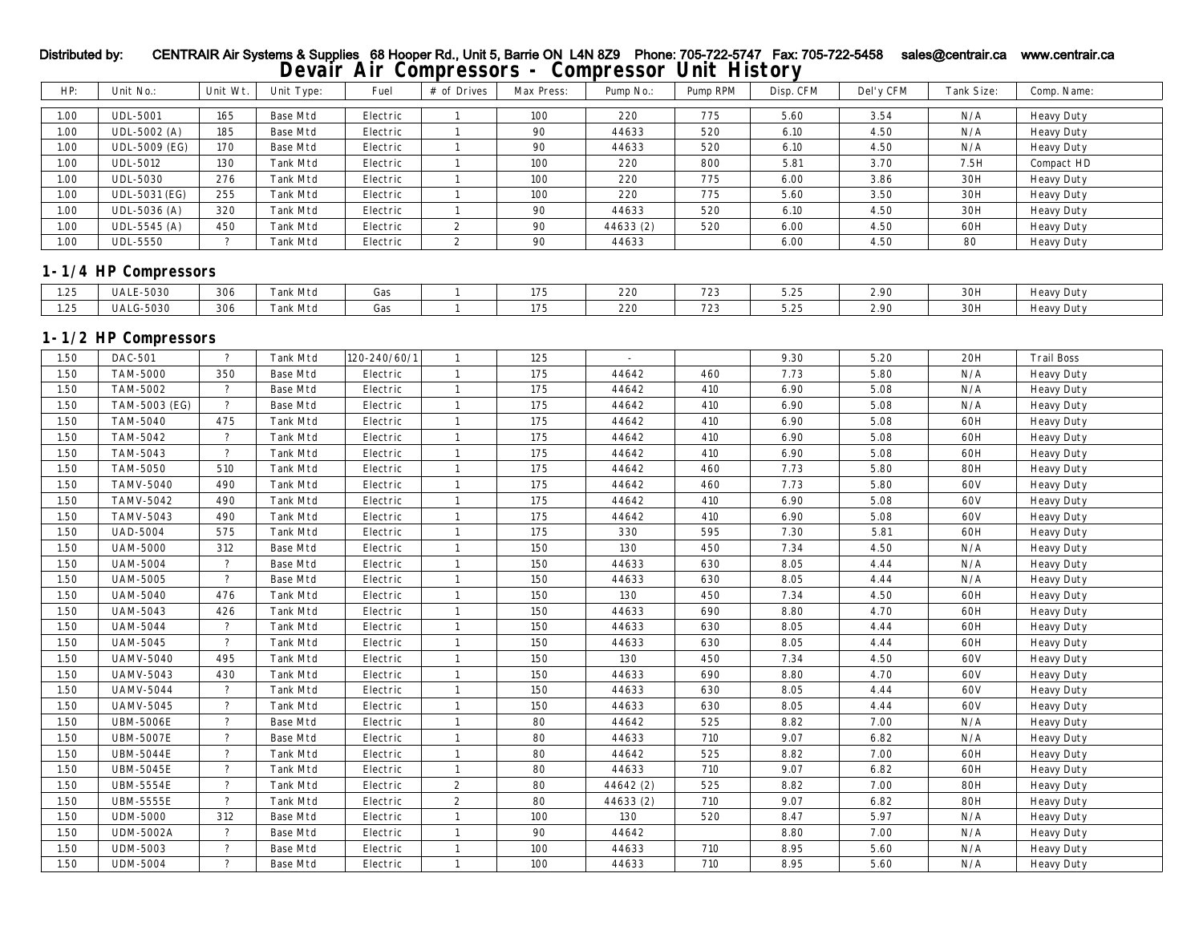Distributed by: CENTRAIR Air Systems & Supplies 68 Hooper Rd., Unit 5, Barrie ON L4N 8Z9 Phone: 705-722-5747 Fax: 705-722-5458 sales@centrair.ca www.centrair.ca

# Devair Air Compressors - Compressor Unit History

| HP: | Unit No.: | Unit Wt. | Unit Type: | Fuel | # of Drives | Max Press: | Pump No.: | Pump RPM | Disp. CFM | Del'y CFM | Tank Size: | Comp. Name: |
|---|---|---|---|---|---|---|---|---|---|---|---|---|
| 1.00 | UDL-5001 | 165 | Base Mtd | Electric | 1 | 100 | 220 | 775 | 5.60 | 3.54 | N/A | Heavy Duty |
| 1.00 | UDL-5002 (A) | 185 | Base Mtd | Electric | 1 | 90 | 44633 | 520 | 6.10 | 4.50 | N/A | Heavy Duty |
| 1.00 | UDL-5009 (EG) | 170 | Base Mtd | Electric | 1 | 90 | 44633 | 520 | 6.10 | 4.50 | N/A | Heavy Duty |
| 1.00 | UDL-5012 | 130 | Tank Mtd | Electric | 1 | 100 | 220 | 800 | 5.81 | 3.70 | 7.5H | Compact HD |
| 1.00 | UDL-5030 | 276 | Tank Mtd | Electric | 1 | 100 | 220 | 775 | 6.00 | 3.86 | 30H | Heavy Duty |
| 1.00 | UDL-5031 (EG) | 255 | Tank Mtd | Electric | 1 | 100 | 220 | 775 | 5.60 | 3.50 | 30H | Heavy Duty |
| 1.00 | UDL-5036 (A) | 320 | Tank Mtd | Electric | 1 | 90 | 44633 | 520 | 6.10 | 4.50 | 30H | Heavy Duty |
| 1.00 | UDL-5545 (A) | 450 | Tank Mtd | Electric | 2 | 90 | 44633 (2) | 520 | 6.00 | 4.50 | 60H | Heavy Duty |
| 1.00 | UDL-5550 | ? | Tank Mtd | Electric | 2 | 90 | 44633 | | 6.00 | 4.50 | 80 | Heavy Duty |

## 1-1/4 HP Compressors

| HP: | Unit No.: | Unit Wt. | Unit Type: | Fuel | # of Drives | Max Press: | Pump No.: | Pump RPM | Disp. CFM | Del'y CFM | Tank Size: | Comp. Name: |
|---|---|---|---|---|---|---|---|---|---|---|---|---|
| 1.25 | UALE-5030 | 306 | Tank Mtd | Gas | 1 | 175 | 220 | 723 | 5.25 | 2.90 | 30H | Heavy Duty |
| 1.25 | UALG-5030 | 306 | Tank Mtd | Gas | 1 | 175 | 220 | 723 | 5.25 | 2.90 | 30H | Heavy Duty |

## 1-1/2 HP Compressors

| HP: | Unit No.: | Unit Wt. | Unit Type: | Fuel | # of Drives | Max Press: | Pump No.: | Pump RPM | Disp. CFM | Del'y CFM | Tank Size: | Comp. Name: |
|---|---|---|---|---|---|---|---|---|---|---|---|---|
| 1.50 | DAC-501 | ? | Tank Mtd | 120-240/60/1 | 1 | 125 | - | | 9.30 | 5.20 | 20H | Trail Boss |
| 1.50 | TAM-5000 | 350 | Base Mtd | Electric | 1 | 175 | 44642 | 460 | 7.73 | 5.80 | N/A | Heavy Duty |
| 1.50 | TAM-5002 | ? | Base Mtd | Electric | 1 | 175 | 44642 | 410 | 6.90 | 5.08 | N/A | Heavy Duty |
| 1.50 | TAM-5003 (EG) | ? | Base Mtd | Electric | 1 | 175 | 44642 | 410 | 6.90 | 5.08 | N/A | Heavy Duty |
| 1.50 | TAM-5040 | 475 | Tank Mtd | Electric | 1 | 175 | 44642 | 410 | 6.90 | 5.08 | 60H | Heavy Duty |
| 1.50 | TAM-5042 | ? | Tank Mtd | Electric | 1 | 175 | 44642 | 410 | 6.90 | 5.08 | 60H | Heavy Duty |
| 1.50 | TAM-5043 | ? | Tank Mtd | Electric | 1 | 175 | 44642 | 410 | 6.90 | 5.08 | 60H | Heavy Duty |
| 1.50 | TAM-5050 | 510 | Tank Mtd | Electric | 1 | 175 | 44642 | 460 | 7.73 | 5.80 | 80H | Heavy Duty |
| 1.50 | TAMV-5040 | 490 | Tank Mtd | Electric | 1 | 175 | 44642 | 460 | 7.73 | 5.80 | 60V | Heavy Duty |
| 1.50 | TAMV-5042 | 490 | Tank Mtd | Electric | 1 | 175 | 44642 | 410 | 6.90 | 5.08 | 60V | Heavy Duty |
| 1.50 | TAMV-5043 | 490 | Tank Mtd | Electric | 1 | 175 | 44642 | 410 | 6.90 | 5.08 | 60V | Heavy Duty |
| 1.50 | UAD-5004 | 575 | Tank Mtd | Electric | 1 | 175 | 330 | 595 | 7.30 | 5.81 | 60H | Heavy Duty |
| 1.50 | UAM-5000 | 312 | Base Mtd | Electric | 1 | 150 | 130 | 450 | 7.34 | 4.50 | N/A | Heavy Duty |
| 1.50 | UAM-5004 | ? | Base Mtd | Electric | 1 | 150 | 44633 | 630 | 8.05 | 4.44 | N/A | Heavy Duty |
| 1.50 | UAM-5005 | ? | Base Mtd | Electric | 1 | 150 | 44633 | 630 | 8.05 | 4.44 | N/A | Heavy Duty |
| 1.50 | UAM-5040 | 476 | Tank Mtd | Electric | 1 | 150 | 130 | 450 | 7.34 | 4.50 | 60H | Heavy Duty |
| 1.50 | UAM-5043 | 426 | Tank Mtd | Electric | 1 | 150 | 44633 | 690 | 8.80 | 4.70 | 60H | Heavy Duty |
| 1.50 | UAM-5044 | ? | Tank Mtd | Electric | 1 | 150 | 44633 | 630 | 8.05 | 4.44 | 60H | Heavy Duty |
| 1.50 | UAM-5045 | ? | Tank Mtd | Electric | 1 | 150 | 44633 | 630 | 8.05 | 4.44 | 60H | Heavy Duty |
| 1.50 | UAMV-5040 | 495 | Tank Mtd | Electric | 1 | 150 | 130 | 450 | 7.34 | 4.50 | 60V | Heavy Duty |
| 1.50 | UAMV-5043 | 430 | Tank Mtd | Electric | 1 | 150 | 44633 | 690 | 8.80 | 4.70 | 60V | Heavy Duty |
| 1.50 | UAMV-5044 | ? | Tank Mtd | Electric | 1 | 150 | 44633 | 630 | 8.05 | 4.44 | 60V | Heavy Duty |
| 1.50 | UAMV-5045 | ? | Tank Mtd | Electric | 1 | 150 | 44633 | 630 | 8.05 | 4.44 | 60V | Heavy Duty |
| 1.50 | UBM-5006E | ? | Base Mtd | Electric | 1 | 80 | 44642 | 525 | 8.82 | 7.00 | N/A | Heavy Duty |
| 1.50 | UBM-5007E | ? | Base Mtd | Electric | 1 | 80 | 44633 | 710 | 9.07 | 6.82 | N/A | Heavy Duty |
| 1.50 | UBM-5044E | ? | Tank Mtd | Electric | 1 | 80 | 44642 | 525 | 8.82 | 7.00 | 60H | Heavy Duty |
| 1.50 | UBM-5045E | ? | Tank Mtd | Electric | 1 | 80 | 44633 | 710 | 9.07 | 6.82 | 60H | Heavy Duty |
| 1.50 | UBM-5554E | ? | Tank Mtd | Electric | 2 | 80 | 44642 (2) | 525 | 8.82 | 7.00 | 80H | Heavy Duty |
| 1.50 | UBM-5555E | ? | Tank Mtd | Electric | 2 | 80 | 44633 (2) | 710 | 9.07 | 6.82 | 80H | Heavy Duty |
| 1.50 | UDM-5000 | 312 | Base Mtd | Electric | 1 | 100 | 130 | 520 | 8.47 | 5.97 | N/A | Heavy Duty |
| 1.50 | UDM-5002A | ? | Base Mtd | Electric | 1 | 90 | 44642 | | 8.80 | 7.00 | N/A | Heavy Duty |
| 1.50 | UDM-5003 | ? | Base Mtd | Electric | 1 | 100 | 44633 | 710 | 8.95 | 5.60 | N/A | Heavy Duty |
| 1.50 | UDM-5004 | ? | Base Mtd | Electric | 1 | 100 | 44633 | 710 | 8.95 | 5.60 | N/A | Heavy Duty |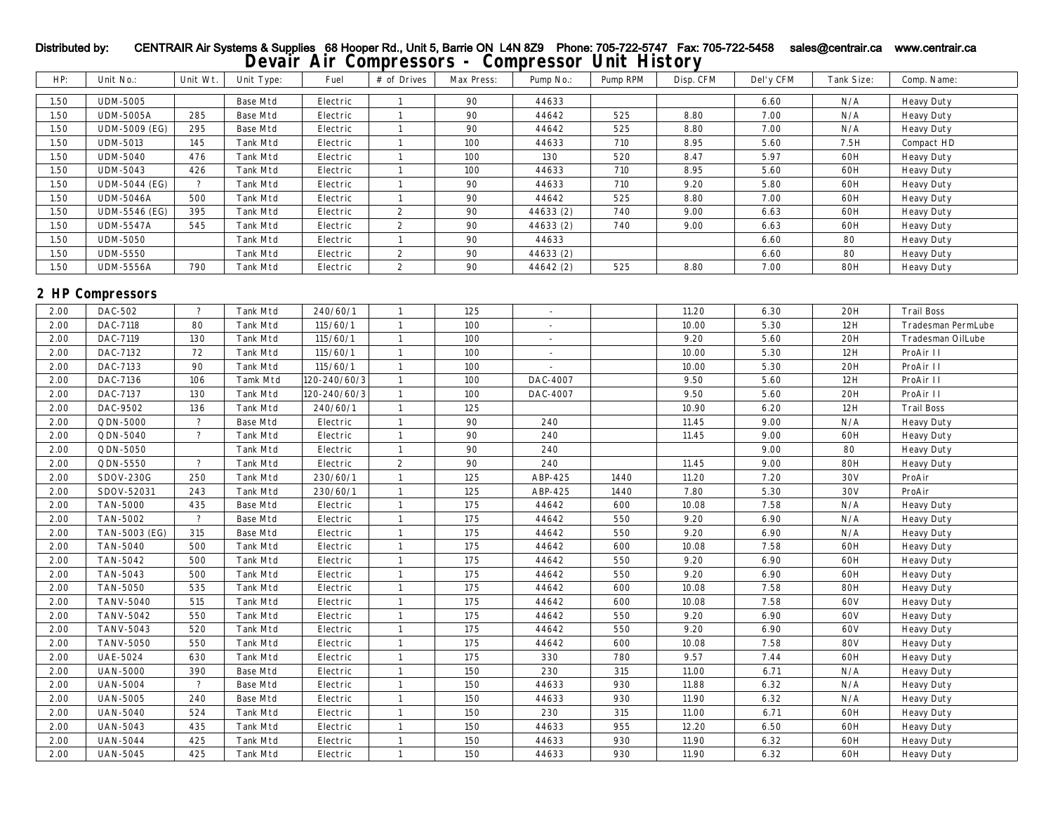Distributed by: CENTRAIR Air Systems & Supplies 68 Hooper Rd., Unit 5, Barrie ON L4N 8Z9 Phone: 705-722-5747 Fax: 705-722-5458 sales@centrair.ca www.centrair.ca

# Devair Air Compressors - Compressor Unit History

| HP: | Unit No.: | Unit Wt. | Unit Type: | Fuel | # of Drives | Max Press: | Pump No.: | Pump RPM | Disp. CFM | Del'y CFM | Tank Size: | Comp. Name: |
|---|---|---|---|---|---|---|---|---|---|---|---|---|
| 1.50 | UDM-5005 | | Base Mtd | Electric | 1 | 90 | 44633 | | | 6.60 | N/A | Heavy Duty |
| 1.50 | UDM-5005A | 285 | Base Mtd | Electric | 1 | 90 | 44642 | 525 | 8.80 | 7.00 | N/A | Heavy Duty |
| 1.50 | UDM-5009 (EG) | 295 | Base Mtd | Electric | 1 | 90 | 44642 | 525 | 8.80 | 7.00 | N/A | Heavy Duty |
| 1.50 | UDM-5013 | 145 | Tank Mtd | Electric | 1 | 100 | 44633 | 710 | 8.95 | 5.60 | 7.5H | Compact HD |
| 1.50 | UDM-5040 | 476 | Tank Mtd | Electric | 1 | 100 | 130 | 520 | 8.47 | 5.97 | 60H | Heavy Duty |
| 1.50 | UDM-5043 | 426 | Tank Mtd | Electric | 1 | 100 | 44633 | 710 | 8.95 | 5.60 | 60H | Heavy Duty |
| 1.50 | UDM-5044 (EG) | ? | Tank Mtd | Electric | 1 | 90 | 44633 | 710 | 9.20 | 5.80 | 60H | Heavy Duty |
| 1.50 | UDM-5046A | 500 | Tank Mtd | Electric | 1 | 90 | 44642 | 525 | 8.80 | 7.00 | 60H | Heavy Duty |
| 1.50 | UDM-5546 (EG) | 395 | Tank Mtd | Electric | 2 | 90 | 44633 (2) | 740 | 9.00 | 6.63 | 60H | Heavy Duty |
| 1.50 | UDM-5547A | 545 | Tank Mtd | Electric | 2 | 90 | 44633 (2) | 740 | 9.00 | 6.63 | 60H | Heavy Duty |
| 1.50 | UDM-5050 | | Tank Mtd | Electric | 1 | 90 | 44633 | | | 6.60 | 80 | Heavy Duty |
| 1.50 | UDM-5550 | | Tank Mtd | Electric | 2 | 90 | 44633 (2) | | | 6.60 | 80 | Heavy Duty |
| 1.50 | UDM-5556A | 790 | Tank Mtd | Electric | 2 | 90 | 44642 (2) | 525 | 8.80 | 7.00 | 80H | Heavy Duty |

## 2 HP Compressors

| HP: | Unit No.: | Unit Wt. | Unit Type: | Fuel | # of Drives | Max Press: | Pump No.: | Pump RPM | Disp. CFM | Del'y CFM | Tank Size: | Comp. Name: |
|---|---|---|---|---|---|---|---|---|---|---|---|---|
| 2.00 | DAC-502 | ? | Tank Mtd | 240/60/1 | 1 | 125 | - | | 11.20 | 6.30 | 20H | Trail Boss |
| 2.00 | DAC-7118 | 80 | Tank Mtd | 115/60/1 | 1 | 100 | - | | 10.00 | 5.30 | 12H | Tradesman PermLube |
| 2.00 | DAC-7119 | 130 | Tank Mtd | 115/60/1 | 1 | 100 | - | | 9.20 | 5.60 | 20H | Tradesman OilLube |
| 2.00 | DAC-7132 | 72 | Tank Mtd | 115/60/1 | 1 | 100 | - | | 10.00 | 5.30 | 12H | ProAir II |
| 2.00 | DAC-7133 | 90 | Tank Mtd | 115/60/1 | 1 | 100 | - | | 10.00 | 5.30 | 20H | ProAir II |
| 2.00 | DAC-7136 | 106 | Tamk Mtd | 120-240/60/3 | 1 | 100 | DAC-4007 | | 9.50 | 5.60 | 12H | ProAir II |
| 2.00 | DAC-7137 | 130 | Tank Mtd | 120-240/60/3 | 1 | 100 | DAC-4007 | | 9.50 | 5.60 | 20H | ProAir II |
| 2.00 | DAC-9502 | 136 | Tank Mtd | 240/60/1 | 1 | 125 | | | 10.90 | 6.20 | 12H | Trail Boss |
| 2.00 | QDN-5000 | ? | Base Mtd | Electric | 1 | 90 | 240 | | 11.45 | 9.00 | N/A | Heavy Duty |
| 2.00 | QDN-5040 | ? | Tank Mtd | Electric | 1 | 90 | 240 | | 11.45 | 9.00 | 60H | Heavy Duty |
| 2.00 | QDN-5050 | | Tank Mtd | Electric | 1 | 90 | 240 | | | 9.00 | 80 | Heavy Duty |
| 2.00 | QDN-5550 | ? | Tank Mtd | Electric | 2 | 90 | 240 | | 11.45 | 9.00 | 80H | Heavy Duty |
| 2.00 | SDOV-230G | 250 | Tank Mtd | 230/60/1 | 1 | 125 | ABP-425 | 1440 | 11.20 | 7.20 | 30V | ProAir |
| 2.00 | SDOV-52031 | 243 | Tank Mtd | 230/60/1 | 1 | 125 | ABP-425 | 1440 | 7.80 | 5.30 | 30V | ProAir |
| 2.00 | TAN-5000 | 435 | Base Mtd | Electric | 1 | 175 | 44642 | 600 | 10.08 | 7.58 | N/A | Heavy Duty |
| 2.00 | TAN-5002 | ? | Base Mtd | Electric | 1 | 175 | 44642 | 550 | 9.20 | 6.90 | N/A | Heavy Duty |
| 2.00 | TAN-5003 (EG) | 315 | Base Mtd | Electric | 1 | 175 | 44642 | 550 | 9.20 | 6.90 | N/A | Heavy Duty |
| 2.00 | TAN-5040 | 500 | Tank Mtd | Electric | 1 | 175 | 44642 | 600 | 10.08 | 7.58 | 60H | Heavy Duty |
| 2.00 | TAN-5042 | 500 | Tank Mtd | Electric | 1 | 175 | 44642 | 550 | 9.20 | 6.90 | 60H | Heavy Duty |
| 2.00 | TAN-5043 | 500 | Tank Mtd | Electric | 1 | 175 | 44642 | 550 | 9.20 | 6.90 | 60H | Heavy Duty |
| 2.00 | TAN-5050 | 535 | Tank Mtd | Electric | 1 | 175 | 44642 | 600 | 10.08 | 7.58 | 80H | Heavy Duty |
| 2.00 | TANV-5040 | 515 | Tank Mtd | Electric | 1 | 175 | 44642 | 600 | 10.08 | 7.58 | 60V | Heavy Duty |
| 2.00 | TANV-5042 | 550 | Tank Mtd | Electric | 1 | 175 | 44642 | 550 | 9.20 | 6.90 | 60V | Heavy Duty |
| 2.00 | TANV-5043 | 520 | Tank Mtd | Electric | 1 | 175 | 44642 | 550 | 9.20 | 6.90 | 60V | Heavy Duty |
| 2.00 | TANV-5050 | 550 | Tank Mtd | Electric | 1 | 175 | 44642 | 600 | 10.08 | 7.58 | 80V | Heavy Duty |
| 2.00 | UAE-5024 | 630 | Tank Mtd | Electric | 1 | 175 | 330 | 780 | 9.57 | 7.44 | 60H | Heavy Duty |
| 2.00 | UAN-5000 | 390 | Base Mtd | Electric | 1 | 150 | 230 | 315 | 11.00 | 6.71 | N/A | Heavy Duty |
| 2.00 | UAN-5004 | ? | Base Mtd | Electric | 1 | 150 | 44633 | 930 | 11.88 | 6.32 | N/A | Heavy Duty |
| 2.00 | UAN-5005 | 240 | Base Mtd | Electric | 1 | 150 | 44633 | 930 | 11.90 | 6.32 | N/A | Heavy Duty |
| 2.00 | UAN-5040 | 524 | Tank Mtd | Electric | 1 | 150 | 230 | 315 | 11.00 | 6.71 | 60H | Heavy Duty |
| 2.00 | UAN-5043 | 435 | Tank Mtd | Electric | 1 | 150 | 44633 | 955 | 12.20 | 6.50 | 60H | Heavy Duty |
| 2.00 | UAN-5044 | 425 | Tank Mtd | Electric | 1 | 150 | 44633 | 930 | 11.90 | 6.32 | 60H | Heavy Duty |
| 2.00 | UAN-5045 | 425 | Tank Mtd | Electric | 1 | 150 | 44633 | 930 | 11.90 | 6.32 | 60H | Heavy Duty |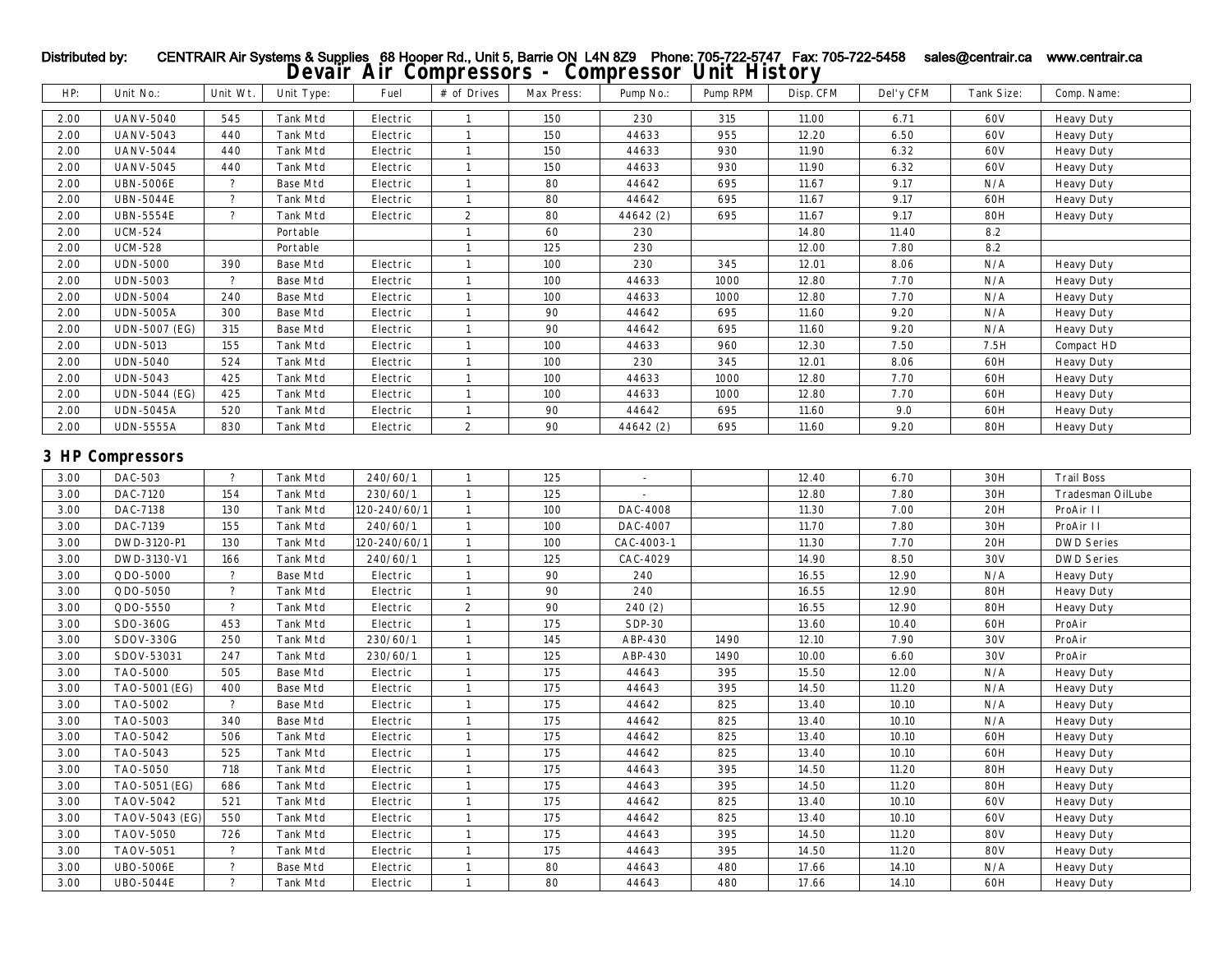| HP: | Unit No.: | Unit Wt. | Unit Type: | Fuel | # of Drives | Max Press: | Pump No.: | Pump RPM | Disp. CFM | Del'y CFM | Tank Size: | Comp. Name: |
|---|---|---|---|---|---|---|---|---|---|---|---|---|
| 2.00 | UANV-5040 | 545 | Tank Mtd | Electric | 1 | 150 | 230 | 315 | 11.00 | 6.71 | 60V | Heavy Duty |
| 2.00 | UANV-5043 | 440 | Tank Mtd | Electric | 1 | 150 | 44633 | 955 | 12.20 | 6.50 | 60V | Heavy Duty |
| 2.00 | UANV-5044 | 440 | Tank Mtd | Electric | 1 | 150 | 44633 | 930 | 11.90 | 6.32 | 60V | Heavy Duty |
| 2.00 | UANV-5045 | 440 | Tank Mtd | Electric | 1 | 150 | 44633 | 930 | 11.90 | 6.32 | 60V | Heavy Duty |
| 2.00 | UBN-5006E | ? | Base Mtd | Electric | 1 | 80 | 44642 | 695 | 11.67 | 9.17 | N/A | Heavy Duty |
| 2.00 | UBN-5044E | ? | Tank Mtd | Electric | 1 | 80 | 44642 | 695 | 11.67 | 9.17 | 60H | Heavy Duty |
| 2.00 | UBN-5554E | ? | Tank Mtd | Electric | 2 | 80 | 44642 (2) | 695 | 11.67 | 9.17 | 80H | Heavy Duty |
| 2.00 | UCM-524 | | Portable | | 1 | 60 | 230 | | 14.80 | 11.40 | 8.2 | |
| 2.00 | UCM-528 | | Portable | | 1 | 125 | 230 | | 12.00 | 7.80 | 8.2 | |
| 2.00 | UDN-5000 | 390 | Base Mtd | Electric | 1 | 100 | 230 | 345 | 12.01 | 8.06 | N/A | Heavy Duty |
| 2.00 | UDN-5003 | ? | Base Mtd | Electric | 1 | 100 | 44633 | 1000 | 12.80 | 7.70 | N/A | Heavy Duty |
| 2.00 | UDN-5004 | 240 | Base Mtd | Electric | 1 | 100 | 44633 | 1000 | 12.80 | 7.70 | N/A | Heavy Duty |
| 2.00 | UDN-5005A | 300 | Base Mtd | Electric | 1 | 90 | 44642 | 695 | 11.60 | 9.20 | N/A | Heavy Duty |
| 2.00 | UDN-5007 (EG) | 315 | Base Mtd | Electric | 1 | 90 | 44642 | 695 | 11.60 | 9.20 | N/A | Heavy Duty |
| 2.00 | UDN-5013 | 155 | Tank Mtd | Electric | 1 | 100 | 44633 | 960 | 12.30 | 7.50 | 7.5H | Compact HD |
| 2.00 | UDN-5040 | 524 | Tank Mtd | Electric | 1 | 100 | 230 | 345 | 12.01 | 8.06 | 60H | Heavy Duty |
| 2.00 | UDN-5043 | 425 | Tank Mtd | Electric | 1 | 100 | 44633 | 1000 | 12.80 | 7.70 | 60H | Heavy Duty |
| 2.00 | UDN-5044 (EG) | 425 | Tank Mtd | Electric | 1 | 100 | 44633 | 1000 | 12.80 | 7.70 | 60H | Heavy Duty |
| 2.00 | UDN-5045A | 520 | Tank Mtd | Electric | 1 | 90 | 44642 | 695 | 11.60 | 9.0 | 60H | Heavy Duty |
| 2.00 | UDN-5555A | 830 | Tank Mtd | Electric | 2 | 90 | 44642 (2) | 695 | 11.60 | 9.20 | 80H | Heavy Duty |

## 3 HP Compressors

| HP: | Unit No.: | Unit Wt. | Unit Type: | Fuel | # of Drives | Max Press: | Pump No.: | Pump RPM | Disp. CFM | Del'y CFM | Tank Size: | Comp. Name: |
|---|---|---|---|---|---|---|---|---|---|---|---|---|
| 3.00 | DAC-503 | ? | Tank Mtd | 240/60/1 | 1 | 125 | - | | 12.40 | 6.70 | 30H | Trail Boss |
| 3.00 | DAC-7120 | 154 | Tank Mtd | 230/60/1 | 1 | 125 | - | | 12.80 | 7.80 | 30H | Tradesman OilLube |
| 3.00 | DAC-7138 | 130 | Tank Mtd | 120-240/60/1 | 1 | 100 | DAC-4008 | | 11.30 | 7.00 | 20H | ProAir II |
| 3.00 | DAC-7139 | 155 | Tank Mtd | 240/60/1 | 1 | 100 | DAC-4007 | | 11.70 | 7.80 | 30H | ProAir II |
| 3.00 | DWD-3120-P1 | 130 | Tank Mtd | 120-240/60/1 | 1 | 100 | CAC-4003-1 | | 11.30 | 7.70 | 20H | DWD Series |
| 3.00 | DWD-3130-V1 | 166 | Tank Mtd | 240/60/1 | 1 | 125 | CAC-4029 | | 14.90 | 8.50 | 30V | DWD Series |
| 3.00 | QDO-5000 | ? | Base Mtd | Electric | 1 | 90 | 240 | | 16.55 | 12.90 | N/A | Heavy Duty |
| 3.00 | QDO-5050 | ? | Tank Mtd | Electric | 1 | 90 | 240 | | 16.55 | 12.90 | 80H | Heavy Duty |
| 3.00 | QDO-5550 | ? | Tank Mtd | Electric | 2 | 90 | 240 (2) | | 16.55 | 12.90 | 80H | Heavy Duty |
| 3.00 | SDO-360G | 453 | Tank Mtd | Electric | 1 | 175 | SDP-30 | | 13.60 | 10.40 | 60H | ProAir |
| 3.00 | SDOV-330G | 250 | Tank Mtd | 230/60/1 | 1 | 145 | ABP-430 | 1490 | 12.10 | 7.90 | 30V | ProAir |
| 3.00 | SDOV-53031 | 247 | Tank Mtd | 230/60/1 | 1 | 125 | ABP-430 | 1490 | 10.00 | 6.60 | 30V | ProAir |
| 3.00 | TAO-5000 | 505 | Base Mtd | Electric | 1 | 175 | 44643 | 395 | 15.50 | 12.00 | N/A | Heavy Duty |
| 3.00 | TAO-5001 (EG) | 400 | Base Mtd | Electric | 1 | 175 | 44643 | 395 | 14.50 | 11.20 | N/A | Heavy Duty |
| 3.00 | TAO-5002 | ? | Base Mtd | Electric | 1 | 175 | 44642 | 825 | 13.40 | 10.10 | N/A | Heavy Duty |
| 3.00 | TAO-5003 | 340 | Base Mtd | Electric | 1 | 175 | 44642 | 825 | 13.40 | 10.10 | N/A | Heavy Duty |
| 3.00 | TAO-5042 | 506 | Tank Mtd | Electric | 1 | 175 | 44642 | 825 | 13.40 | 10.10 | 60H | Heavy Duty |
| 3.00 | TAO-5043 | 525 | Tank Mtd | Electric | 1 | 175 | 44642 | 825 | 13.40 | 10.10 | 60H | Heavy Duty |
| 3.00 | TAO-5050 | 718 | Tank Mtd | Electric | 1 | 175 | 44643 | 395 | 14.50 | 11.20 | 80H | Heavy Duty |
| 3.00 | TAO-5051 (EG) | 686 | Tank Mtd | Electric | 1 | 175 | 44643 | 395 | 14.50 | 11.20 | 80H | Heavy Duty |
| 3.00 | TAOV-5042 | 521 | Tank Mtd | Electric | 1 | 175 | 44642 | 825 | 13.40 | 10.10 | 60V | Heavy Duty |
| 3.00 | TAOV-5043 (EG) | 550 | Tank Mtd | Electric | 1 | 175 | 44642 | 825 | 13.40 | 10.10 | 60V | Heavy Duty |
| 3.00 | TAOV-5050 | 726 | Tank Mtd | Electric | 1 | 175 | 44643 | 395 | 14.50 | 11.20 | 80V | Heavy Duty |
| 3.00 | TAOV-5051 | ? | Tank Mtd | Electric | 1 | 175 | 44643 | 395 | 14.50 | 11.20 | 80V | Heavy Duty |
| 3.00 | UBO-5006E | ? | Base Mtd | Electric | 1 | 80 | 44643 | 480 | 17.66 | 14.10 | N/A | Heavy Duty |
| 3.00 | UBO-5044E | ? | Tank Mtd | Electric | 1 | 80 | 44643 | 480 | 17.66 | 14.10 | 60H | Heavy Duty |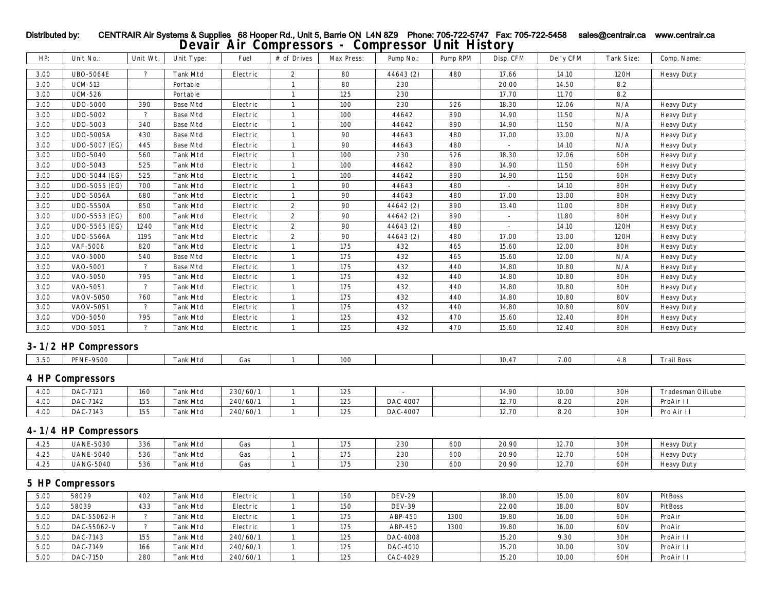Distributed by: CENTRAIR Air Systems & Supplies 68 Hooper Rd., Unit 5, Barrie ON L4N 8Z9 Phone: 705-722-5747 Fax: 705-722-5458 sales@centrair.ca www.centrair.ca

# Devair Air Compressors - Compressor Unit History

| HP: | Unit No.: | Unit Wt. | Unit Type: | Fuel | # of Drives | Max Press: | Pump No.: | Pump RPM | Disp. CFM | Del'y CFM | Tank Size: | Comp. Name: |
|---|---|---|---|---|---|---|---|---|---|---|---|---|
| 3.00 | UBO-5064E | ? | Tank Mtd | Electric | 2 | 80 | 44643 (2) | 480 | 17.66 | 14.10 | 120H | Heavy Duty |
| 3.00 | UCM-513 | | Portable | | 1 | 80 | 230 | | 20.00 | 14.50 | 8.2 | |
| 3.00 | UCM-526 | | Portable | | 1 | 125 | 230 | | 17.70 | 11.70 | 8.2 | |
| 3.00 | UDO-5000 | 390 | Base Mtd | Electric | 1 | 100 | 230 | 526 | 18.30 | 12.06 | N/A | Heavy Duty |
| 3.00 | UDO-5002 | ? | Base Mtd | Electric | 1 | 100 | 44642 | 890 | 14.90 | 11.50 | N/A | Heavy Duty |
| 3.00 | UDO-5003 | 340 | Base Mtd | Electric | 1 | 100 | 44642 | 890 | 14.90 | 11.50 | N/A | Heavy Duty |
| 3.00 | UDO-5005A | 430 | Base Mtd | Electric | 1 | 90 | 44643 | 480 | 17.00 | 13.00 | N/A | Heavy Duty |
| 3.00 | UDO-5007 (EG) | 445 | Base Mtd | Electric | 1 | 90 | 44643 | 480 | - | 14.10 | N/A | Heavy Duty |
| 3.00 | UDO-5040 | 560 | Tank Mtd | Electric | 1 | 100 | 230 | 526 | 18.30 | 12.06 | 60H | Heavy Duty |
| 3.00 | UDO-5043 | 525 | Tank Mtd | Electric | 1 | 100 | 44642 | 890 | 14.90 | 11.50 | 60H | Heavy Duty |
| 3.00 | UDO-5044 (EG) | 525 | Tank Mtd | Electric | 1 | 100 | 44642 | 890 | 14.90 | 11.50 | 60H | Heavy Duty |
| 3.00 | UDO-5055 (EG) | 700 | Tank Mtd | Electric | 1 | 90 | 44643 | 480 | - | 14.10 | 80H | Heavy Duty |
| 3.00 | UDO-5056A | 680 | Tank Mtd | Electric | 1 | 90 | 44643 | 480 | 17.00 | 13.00 | 80H | Heavy Duty |
| 3.00 | UDO-5550A | 850 | Tank Mtd | Electric | 2 | 90 | 44642 (2) | 890 | 13.40 | 11.00 | 80H | Heavy Duty |
| 3.00 | UDO-5553 (EG) | 800 | Tank Mtd | Electric | 2 | 90 | 44642 (2) | 890 | - | 11.80 | 80H | Heavy Duty |
| 3.00 | UDO-5565 (EG) | 1240 | Tank Mtd | Electric | 2 | 90 | 44643 (2) | 480 | - | 14.10 | 120H | Heavy Duty |
| 3.00 | UDO-5566A | 1195 | Tank Mtd | Electric | 2 | 90 | 44643 (2) | 480 | 17.00 | 13.00 | 120H | Heavy Duty |
| 3.00 | VAF-5006 | 820 | Tank Mtd | Electric | 1 | 175 | 432 | 465 | 15.60 | 12.00 | 80H | Heavy Duty |
| 3.00 | VAO-5000 | 540 | Base Mtd | Electric | 1 | 175 | 432 | 465 | 15.60 | 12.00 | N/A | Heavy Duty |
| 3.00 | VAO-5001 | ? | Base Mtd | Electric | 1 | 175 | 432 | 440 | 14.80 | 10.80 | N/A | Heavy Duty |
| 3.00 | VAO-5050 | 795 | Tank Mtd | Electric | 1 | 175 | 432 | 440 | 14.80 | 10.80 | 80H | Heavy Duty |
| 3.00 | VAO-5051 | ? | Tank Mtd | Electric | 1 | 175 | 432 | 440 | 14.80 | 10.80 | 80H | Heavy Duty |
| 3.00 | VAOV-5050 | 760 | Tank Mtd | Electric | 1 | 175 | 432 | 440 | 14.80 | 10.80 | 80V | Heavy Duty |
| 3.00 | VAOV-5051 | ? | Tank Mtd | Electric | 1 | 175 | 432 | 440 | 14.80 | 10.80 | 80V | Heavy Duty |
| 3.00 | VDO-5050 | 795 | Tank Mtd | Electric | 1 | 125 | 432 | 470 | 15.60 | 12.40 | 80H | Heavy Duty |
| 3.00 | VDO-5051 | ? | Tank Mtd | Electric | 1 | 125 | 432 | 470 | 15.60 | 12.40 | 80H | Heavy Duty |

## 3-1/2 HP Compressors

| HP: | Unit No.: | Unit Wt. | Unit Type: | Fuel | # of Drives | Max Press: | Pump No.: | Pump RPM | Disp. CFM | Del'y CFM | Tank Size: | Comp. Name: |
|---|---|---|---|---|---|---|---|---|---|---|---|---|
| 3.50 | PFNE-9500 | | Tank Mtd | Gas | 1 | 100 | | | 10.47 | 7.00 | 4.8 | Trail Boss |

## 4 HP Compressors

| HP: | Unit No.: | Unit Wt. | Unit Type: | Fuel | # of Drives | Max Press: | Pump No.: | Pump RPM | Disp. CFM | Del'y CFM | Tank Size: | Comp. Name: |
|---|---|---|---|---|---|---|---|---|---|---|---|---|
| 4.00 | DAC-7121 | 160 | Tank Mtd | 230/60/1 | 1 | 125 | - | | 14.90 | 10.00 | 30H | Tradesman OilLube |
| 4.00 | DAC-7142 | 155 | Tank Mtd | 240/60/1 | 1 | 125 | DAC-4007 | | 12.70 | 8.20 | 20H | ProAir II |
| 4.00 | DAC-7143 | 155 | Tank Mtd | 240/60/1 | 1 | 125 | DAC-4007 | | 12.70 | 8.20 | 30H | Pro Air II |

## 4-1/4 HP Compressors

| HP: | Unit No.: | Unit Wt. | Unit Type: | Fuel | # of Drives | Max Press: | Pump No.: | Pump RPM | Disp. CFM | Del'y CFM | Tank Size: | Comp. Name: |
|---|---|---|---|---|---|---|---|---|---|---|---|---|
| 4.25 | UANE-5030 | 336 | Tank Mtd | Gas | 1 | 175 | 230 | 600 | 20.90 | 12.70 | 30H | Heavy Duty |
| 4.25 | UANE-5040 | 536 | Tank Mtd | Gas | 1 | 175 | 230 | 600 | 20.90 | 12.70 | 60H | Heavy Duty |
| 4.25 | UANG-5040 | 536 | Tank Mtd | Gas | 1 | 175 | 230 | 600 | 20.90 | 12.70 | 60H | Heavy Duty |

## 5 HP Compressors

| HP: | Unit No.: | Unit Wt. | Unit Type: | Fuel | # of Drives | Max Press: | Pump No.: | Pump RPM | Disp. CFM | Del'y CFM | Tank Size: | Comp. Name: |
|---|---|---|---|---|---|---|---|---|---|---|---|---|
| 5.00 | 58029 | 402 | Tank Mtd | Electric | 1 | 150 | DEV-29 | | 18.00 | 15.00 | 80V | PitBoss |
| 5.00 | 58039 | 433 | Tank Mtd | Electric | 1 | 150 | DEV-39 | | 22.00 | 18.00 | 80V | PitBoss |
| 5.00 | DAC-55062-H | ? | Tank Mtd | Electric | 1 | 175 | ABP-450 | 1300 | 19.80 | 16.00 | 60H | ProAir |
| 5.00 | DAC-55062-V | ? | Tank Mtd | Electric | 1 | 175 | ABP-450 | 1300 | 19.80 | 16.00 | 60V | ProAir |
| 5.00 | DAC-7143 | 155 | Tank Mtd | 240/60/1 | 1 | 125 | DAC-4008 | | 15.20 | 9.30 | 30H | ProAir II |
| 5.00 | DAC-7149 | 166 | Tank Mtd | 240/60/1 | 1 | 125 | DAC-4010 | | 15.20 | 10.00 | 30V | ProAir II |
| 5.00 | DAC-7150 | 280 | Tank Mtd | 240/60/1 | 1 | 125 | CAC-4029 | | 15.20 | 10.00 | 60H | ProAir II |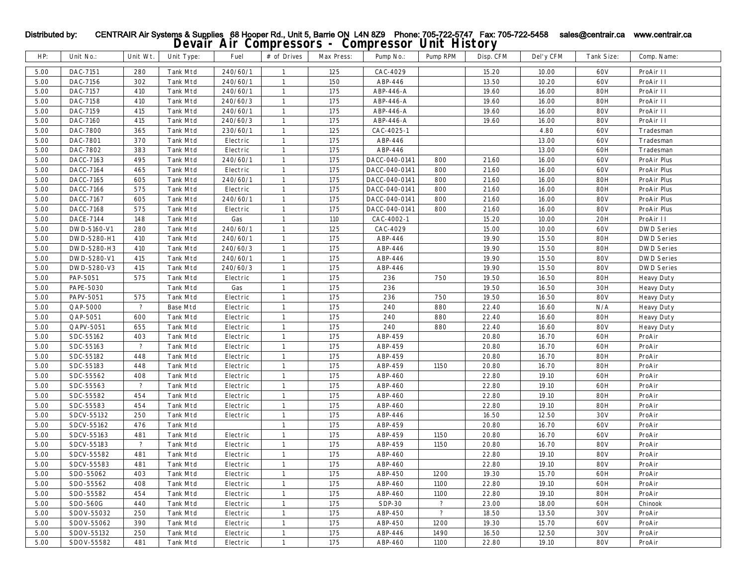Distributed by: CENTRAIR Air Systems & Supplies 68 Hooper Rd., Unit 5, Barrie ON L4N 8Z9 Phone: 705-722-5747 Fax: 705-722-5458 sales@centrair.ca www.centrair.ca

# Devair Air Compressors - Compressor Unit History

| HP: | Unit No.: | Unit Wt. | Unit Type: | Fuel | # of Drives | Max Press: | Pump No.: | Pump RPM | Disp. CFM | Del'y CFM | Tank Size: | Comp. Name: |
|---|---|---|---|---|---|---|---|---|---|---|---|---|
| 5.00 | DAC-7151 | 280 | Tank Mtd | 240/60/1 | 1 | 125 | CAC-4029 | | 15.20 | 10.00 | 60V | ProAir II |
| 5.00 | DAC-7156 | 302 | Tank Mtd | 240/60/1 | 1 | 150 | ABP-446 | | 13.50 | 10.20 | 60V | ProAir II |
| 5.00 | DAC-7157 | 410 | Tank Mtd | 240/60/1 | 1 | 175 | ABP-446-A | | 19.60 | 16.00 | 80H | ProAir II |
| 5.00 | DAC-7158 | 410 | Tank Mtd | 240/60/3 | 1 | 175 | ABP-446-A | | 19.60 | 16.00 | 80H | ProAir II |
| 5.00 | DAC-7159 | 415 | Tank Mtd | 240/60/1 | 1 | 175 | ABP-446-A | | 19.60 | 16.00 | 80V | ProAir II |
| 5.00 | DAC-7160 | 415 | Tank Mtd | 240/60/3 | 1 | 175 | ABP-446-A | | 19.60 | 16.00 | 80V | ProAir II |
| 5.00 | DAC-7800 | 365 | Tank Mtd | 230/60/1 | 1 | 125 | CAC-4025-1 | | | 4.80 | 60V | Tradesman |
| 5.00 | DAC-7801 | 370 | Tank Mtd | Electric | 1 | 175 | ABP-446 | | | 13.00 | 60V | Tradesman |
| 5.00 | DAC-7802 | 383 | Tank Mtd | Electric | 1 | 175 | ABP-446 | | | 13.00 | 60H | Tradesman |
| 5.00 | DACC-7163 | 495 | Tank Mtd | 240/60/1 | 1 | 175 | DACC-040-0141 | 800 | 21.60 | 16.00 | 60V | ProAir Plus |
| 5.00 | DACC-7164 | 465 | Tank Mtd | Electric | 1 | 175 | DACC-040-0141 | 800 | 21.60 | 16.00 | 60V | ProAir Plus |
| 5.00 | DACC-7165 | 605 | Tank Mtd | 240/60/1 | 1 | 175 | DACC-040-0141 | 800 | 21.60 | 16.00 | 80H | ProAir Plus |
| 5.00 | DACC-7166 | 575 | Tank Mtd | Electric | 1 | 175 | DACC-040-0141 | 800 | 21.60 | 16.00 | 80H | ProAir Plus |
| 5.00 | DACC-7167 | 605 | Tank Mtd | 240/60/1 | 1 | 175 | DACC-040-0141 | 800 | 21.60 | 16.00 | 80V | ProAir Plus |
| 5.00 | DACC-7168 | 575 | Tank Mtd | Electric | 1 | 175 | DACC-040-0141 | 800 | 21.60 | 16.00 | 80V | ProAir Plus |
| 5.00 | DACE-7144 | 148 | Tank Mtd | Gas | 1 | 110 | CAC-4002-1 | | 15.20 | 10.00 | 20H | ProAir II |
| 5.00 | DWD-5160-V1 | 280 | Tank Mtd | 240/60/1 | 1 | 125 | CAC-4029 | | 15.00 | 10.00 | 60V | DWD Series |
| 5.00 | DWD-5280-H1 | 410 | Tank Mtd | 240/60/1 | 1 | 175 | ABP-446 | | 19.90 | 15.50 | 80H | DWD Series |
| 5.00 | DWD-5280-H3 | 410 | Tank Mtd | 240/60/3 | 1 | 175 | ABP-446 | | 19.90 | 15.50 | 80H | DWD Series |
| 5.00 | DWD-5280-V1 | 415 | Tank Mtd | 240/60/1 | 1 | 175 | ABP-446 | | 19.90 | 15.50 | 80V | DWD Series |
| 5.00 | DWD-5280-V3 | 415 | Tank Mtd | 240/60/3 | 1 | 175 | ABP-446 | | 19.90 | 15.50 | 80V | DWD Series |
| 5.00 | PAP-5051 | 575 | Tank Mtd | Electric | 1 | 175 | 236 | 750 | 19.50 | 16.50 | 80H | Heavy Duty |
| 5.00 | PAPE-5030 | | Tank Mtd | Gas | 1 | 175 | 236 | | 19.50 | 16.50 | 30H | Heavy Duty |
| 5.00 | PAPV-5051 | 575 | Tank Mtd | Electric | 1 | 175 | 236 | 750 | 19.50 | 16.50 | 80V | Heavy Duty |
| 5.00 | QAP-5000 | ? | Base Mtd | Electric | 1 | 175 | 240 | 880 | 22.40 | 16.60 | N/A | Heavy Duty |
| 5.00 | QAP-5051 | 600 | Tank Mtd | Electric | 1 | 175 | 240 | 880 | 22.40 | 16.60 | 80H | Heavy Duty |
| 5.00 | QAPV-5051 | 655 | Tank Mtd | Electric | 1 | 175 | 240 | 880 | 22.40 | 16.60 | 80V | Heavy Duty |
| 5.00 | SDC-55162 | 403 | Tank Mtd | Electric | 1 | 175 | ABP-459 | | 20.80 | 16.70 | 60H | ProAir |
| 5.00 | SDC-55163 | ? | Tank Mtd | Electric | 1 | 175 | ABP-459 | | 20.80 | 16.70 | 60H | ProAir |
| 5.00 | SDC-55182 | 448 | Tank Mtd | Electric | 1 | 175 | ABP-459 | | 20.80 | 16.70 | 80H | ProAir |
| 5.00 | SDC-55183 | 448 | Tank Mtd | Electric | 1 | 175 | ABP-459 | 1150 | 20.80 | 16.70 | 80H | ProAir |
| 5.00 | SDC-55562 | 408 | Tank Mtd | Electric | 1 | 175 | ABP-460 | | 22.80 | 19.10 | 60H | ProAir |
| 5.00 | SDC-55563 | ? | Tank Mtd | Electric | 1 | 175 | ABP-460 | | 22.80 | 19.10 | 60H | ProAir |
| 5.00 | SDC-55582 | 454 | Tank Mtd | Electric | 1 | 175 | ABP-460 | | 22.80 | 19.10 | 80H | ProAir |
| 5.00 | SDC-55583 | 454 | Tank Mtd | Electric | 1 | 175 | ABP-460 | | 22.80 | 19.10 | 80H | ProAir |
| 5.00 | SDCV-55132 | 250 | Tank Mtd | Electric | 1 | 175 | ABP-446 | | 16.50 | 12.50 | 30V | ProAir |
| 5.00 | SDCV-55162 | 476 | Tank Mtd | | 1 | 175 | ABP-459 | | 20.80 | 16.70 | 60V | ProAir |
| 5.00 | SDCV-55163 | 481 | Tank Mtd | Electric | 1 | 175 | ABP-459 | 1150 | 20.80 | 16.70 | 60V | ProAir |
| 5.00 | SDCV-55183 | ? | Tank Mtd | Electric | 1 | 175 | ABP-459 | 1150 | 20.80 | 16.70 | 80V | ProAir |
| 5.00 | SDCV-55582 | 481 | Tank Mtd | Electric | 1 | 175 | ABP-460 | | 22.80 | 19.10 | 80V | ProAir |
| 5.00 | SDCV-55583 | 481 | Tank Mtd | Electric | 1 | 175 | ABP-460 | | 22.80 | 19.10 | 80V | ProAir |
| 5.00 | SDO-55062 | 403 | Tank Mtd | Electric | 1 | 175 | ABP-450 | 1200 | 19.30 | 15.70 | 60H | ProAir |
| 5.00 | SDO-55562 | 408 | Tank Mtd | Electric | 1 | 175 | ABP-460 | 1100 | 22.80 | 19.10 | 60H | ProAir |
| 5.00 | SDO-55582 | 454 | Tank Mtd | Electric | 1 | 175 | ABP-460 | 1100 | 22.80 | 19.10 | 80H | ProAir |
| 5.00 | SDO-560G | 440 | Tank Mtd | Electric | 1 | 175 | SDP-30 | ? | 23.00 | 18.00 | 60H | Chinook |
| 5.00 | SDOV-55032 | 250 | Tank Mtd | Electric | 1 | 175 | ABP-450 | ? | 18.50 | 13.50 | 30V | ProAir |
| 5.00 | SDOV-55062 | 390 | Tank Mtd | Electric | 1 | 175 | ABP-450 | 1200 | 19.30 | 15.70 | 60V | ProAir |
| 5.00 | SDOV-55132 | 250 | Tank Mtd | Electric | 1 | 175 | ABP-446 | 1490 | 16.50 | 12.50 | 30V | ProAir |
| 5.00 | SDOV-55582 | 481 | Tank Mtd | Electric | 1 | 175 | ABP-460 | 1100 | 22.80 | 19.10 | 80V | ProAir |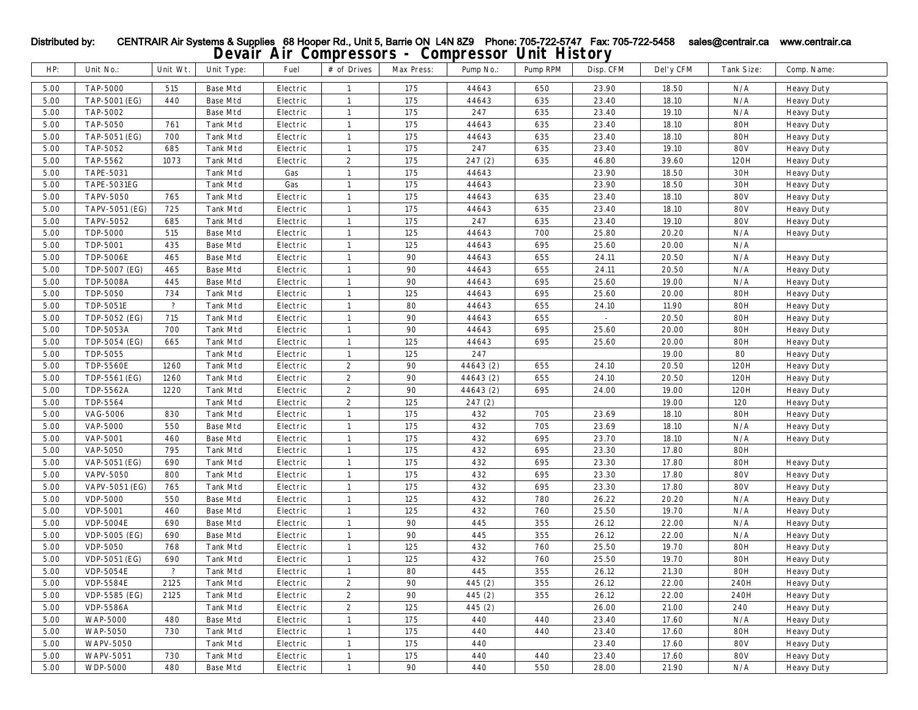Distributed by: CENTRAIR Air Systems & Supplies 68 Hooper Rd., Unit 5, Barrie ON L4N 8Z9 Phone: 705-722-5747 Fax: 705-722-5458 sales@centrair.ca www.centrair.ca

# Devair Air Compressors - Compressor Unit History

| HP: | Unit No.: | Unit Wt. | Unit Type: | Fuel | # of Drives | Max Press: | Pump No.: | Pump RPM | Disp. CFM | Del'y CFM | Tank Size: | Comp. Name: |
|---|---|---|---|---|---|---|---|---|---|---|---|---|
| 5.00 | TAP-5000 | 515 | Base Mtd | Electric | 1 | 175 | 44643 | 650 | 23.90 | 18.50 | N/A | Heavy Duty |
| 5.00 | TAP-5001 (EG) | 440 | Base Mtd | Electric | 1 | 175 | 44643 | 635 | 23.40 | 18.10 | N/A | Heavy Duty |
| 5.00 | TAP-5002 | | Base Mtd | Electric | 1 | 175 | 247 | 635 | 23.40 | 19.10 | N/A | Heavy Duty |
| 5.00 | TAP-5050 | 761 | Tank Mtd | Electric | 1 | 175 | 44643 | 635 | 23.40 | 18.10 | 80H | Heavy Duty |
| 5.00 | TAP-5051 (EG) | 700 | Tank Mtd | Electric | 1 | 175 | 44643 | 635 | 23.40 | 18.10 | 80H | Heavy Duty |
| 5.00 | TAP-5052 | 685 | Tank Mtd | Electric | 1 | 175 | 247 | 635 | 23.40 | 19.10 | 80V | Heavy Duty |
| 5.00 | TAP-5562 | 1073 | Tank Mtd | Electric | 2 | 175 | 247 (2) | 635 | 46.80 | 39.60 | 120H | Heavy Duty |
| 5.00 | TAPE-5031 | | Tank Mtd | Gas | 1 | 175 | 44643 | | 23.90 | 18.50 | 30H | Heavy Duty |
| 5.00 | TAPE-5031EG | | Tank Mtd | Gas | 1 | 175 | 44643 | | 23.90 | 18.50 | 30H | Heavy Duty |
| 5.00 | TAPV-5050 | 765 | Tank Mtd | Electric | 1 | 175 | 44643 | 635 | 23.40 | 18.10 | 80V | Heavy Duty |
| 5.00 | TAPV-5051 (EG) | 725 | Tank Mtd | Electric | 1 | 175 | 44643 | 635 | 23.40 | 18.10 | 80V | Heavy Duty |
| 5.00 | TAPV-5052 | 685 | Tank Mtd | Electric | 1 | 175 | 247 | 635 | 23.40 | 19.10 | 80V | Heavy Duty |
| 5.00 | TDP-5000 | 515 | Base Mtd | Electric | 1 | 125 | 44643 | 700 | 25.80 | 20.20 | N/A | Heavy Duty |
| 5.00 | TDP-5001 | 435 | Base Mtd | Electric | 1 | 125 | 44643 | 695 | 25.60 | 20.00 | N/A | |
| 5.00 | TDP-5006E | 465 | Base Mtd | Electric | 1 | 90 | 44643 | 655 | 24.11 | 20.50 | N/A | Heavy Duty |
| 5.00 | TDP-5007 (EG) | 465 | Base Mtd | Electric | 1 | 90 | 44643 | 655 | 24.11 | 20.50 | N/A | Heavy Duty |
| 5.00 | TDP-5008A | 445 | Base Mtd | Electric | 1 | 90 | 44643 | 695 | 25.60 | 19.00 | N/A | Heavy Duty |
| 5.00 | TDP-5050 | 734 | Tank Mtd | Electric | 1 | 125 | 44643 | 695 | 25.60 | 20.00 | 80H | Heavy Duty |
| 5.00 | TDP-5051E | ? | Tank Mtd | Electric | 1 | 80 | 44643 | 655 | 24.10 | 11.90 | 80H | Heavy Duty |
| 5.00 | TDP-5052 (EG) | 715 | Tank Mtd | Electric | 1 | 90 | 44643 | 655 | - | 20.50 | 80H | Heavy Duty |
| 5.00 | TDP-5053A | 700 | Tank Mtd | Electric | 1 | 90 | 44643 | 695 | 25.60 | 20.00 | 80H | Heavy Duty |
| 5.00 | TDP-5054 (EG) | 665 | Tank Mtd | Electric | 1 | 125 | 44643 | 695 | 25.60 | 20.00 | 80H | Heavy Duty |
| 5.00 | TDP-5055 | | Tank Mtd | Electric | 1 | 125 | 247 | | | 19.00 | 80 | Heavy Duty |
| 5.00 | TDP-5560E | 1260 | Tank Mtd | Electric | 2 | 90 | 44643 (2) | 655 | 24.10 | 20.50 | 120H | Heavy Duty |
| 5.00 | TDP-5561 (EG) | 1260 | Tank Mtd | Electric | 2 | 90 | 44643 (2) | 655 | 24.10 | 20.50 | 120H | Heavy Duty |
| 5.00 | TDP-5562A | 1220 | Tank Mtd | Electric | 2 | 90 | 44643 (2) | 695 | 24.00 | 19.00 | 120H | Heavy Duty |
| 5.00 | TDP-5564 | | Tank Mtd | Electric | 2 | 125 | 247 (2) | | | 19.00 | 120 | Heavy Duty |
| 5.00 | VAG-5006 | 830 | Tank Mtd | Electric | 1 | 175 | 432 | 705 | 23.69 | 18.10 | 80H | Heavy Duty |
| 5.00 | VAP-5000 | 550 | Base Mtd | Electric | 1 | 175 | 432 | 705 | 23.69 | 18.10 | N/A | Heavy Duty |
| 5.00 | VAP-5001 | 460 | Base Mtd | Electric | 1 | 175 | 432 | 695 | 23.70 | 18.10 | N/A | Heavy Duty |
| 5.00 | VAP-5050 | 795 | Tank Mtd | Electric | 1 | 175 | 432 | 695 | 23.30 | 17.80 | 80H | |
| 5.00 | VAP-5051 (EG) | 690 | Tank Mtd | Electric | 1 | 175 | 432 | 695 | 23.30 | 17.80 | 80H | Heavy Duty |
| 5.00 | VAPV-5050 | 800 | Tank Mtd | Electric | 1 | 175 | 432 | 695 | 23.30 | 17.80 | 80V | Heavy Duty |
| 5.00 | VAPV-5051 (EG) | 765 | Tank Mtd | Electric | 1 | 175 | 432 | 695 | 23.30 | 17.80 | 80V | Heavy Duty |
| 5.00 | VDP-5000 | 550 | Base Mtd | Electric | 1 | 125 | 432 | 780 | 26.22 | 20.20 | N/A | Heavy Duty |
| 5.00 | VDP-5001 | 460 | Base Mtd | Electric | 1 | 125 | 432 | 760 | 25.50 | 19.70 | N/A | Heavy Duty |
| 5.00 | VDP-5004E | 690 | Base Mtd | Electric | 1 | 90 | 445 | 355 | 26.12 | 22.00 | N/A | Heavy Duty |
| 5.00 | VDP-5005 (EG) | 690 | Base Mtd | Electric | 1 | 90 | 445 | 355 | 26.12 | 22.00 | N/A | Heavy Duty |
| 5.00 | VDP-5050 | 768 | Tank Mtd | Electric | 1 | 125 | 432 | 760 | 25.50 | 19.70 | 80H | Heavy Duty |
| 5.00 | VDP-5051 (EG) | 690 | Tank Mtd | Electric | 1 | 125 | 432 | 760 | 25.50 | 19.70 | 80H | Heavy Duty |
| 5.00 | VDP-5054E | ? | Tank Mtd | Electric | 1 | 80 | 445 | 355 | 26.12 | 21.30 | 80H | Heavy Duty |
| 5.00 | VDP-5584E | 2125 | Tank Mtd | Electric | 2 | 90 | 445 (2) | 355 | 26.12 | 22.00 | 240H | Heavy Duty |
| 5.00 | VDP-5585 (EG) | 2125 | Tank Mtd | Electric | 2 | 90 | 445 (2) | 355 | 26.12 | 22.00 | 240H | Heavy Duty |
| 5.00 | VDP-5586A | | Tank Mtd | Electric | 2 | 125 | 445 (2) | | 26.00 | 21.00 | 240 | Heavy Duty |
| 5.00 | WAP-5000 | 480 | Base Mtd | Electric | 1 | 175 | 440 | 440 | 23.40 | 17.60 | N/A | Heavy Duty |
| 5.00 | WAP-5050 | 730 | Tank Mtd | Electric | 1 | 175 | 440 | 440 | 23.40 | 17.60 | 80H | Heavy Duty |
| 5.00 | WAPV-5050 | | Tank Mtd | Electric | 1 | 175 | 440 | | 23.40 | 17.60 | 80V | Heavy Duty |
| 5.00 | WAPV-5051 | 730 | Tank Mtd | Electric | 1 | 175 | 440 | 440 | 23.40 | 17.60 | 80V | Heavy Duty |
| 5.00 | WDP-5000 | 480 | Base Mtd | Electric | 1 | 90 | 440 | 550 | 28.00 | 21.90 | N/A | Heavy Duty |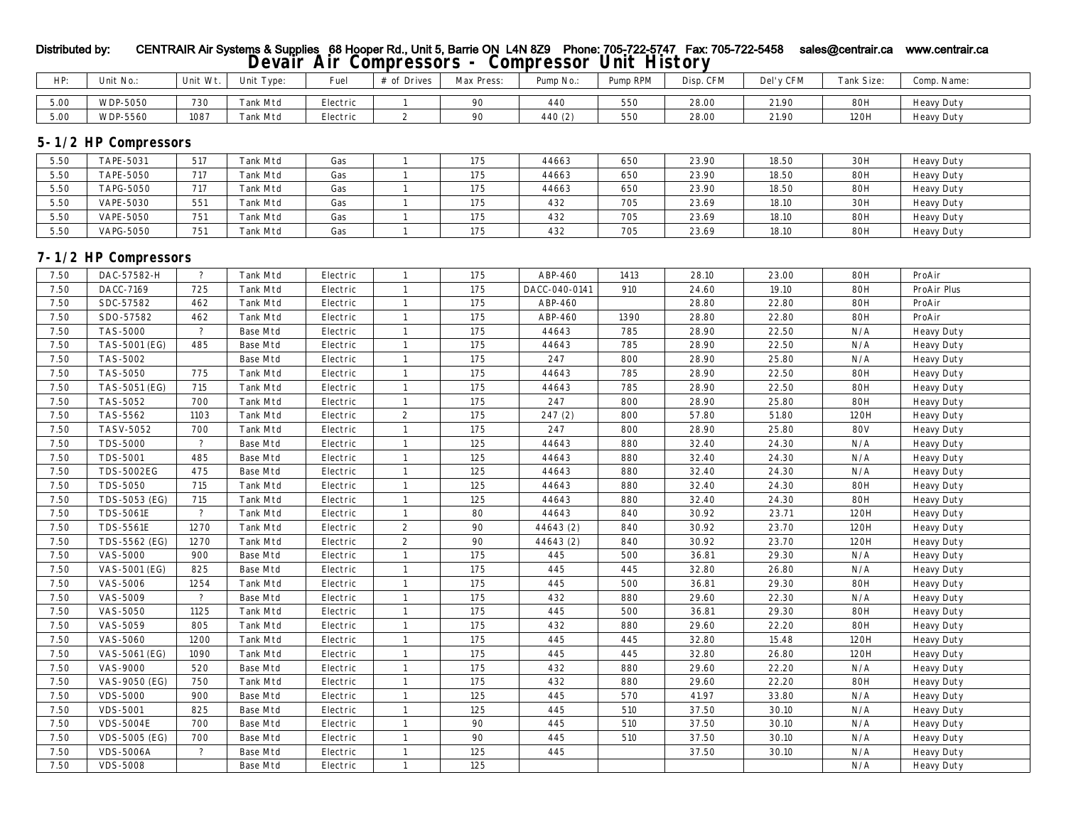Distributed by: CENTRAIR Air Systems & Supplies 68 Hooper Rd., Unit 5, Barrie ON L4N 8Z9 Phone: 705-722-5747 Fax: 705-722-5458 sales@centrair.ca www.centrair.ca

# Devair Air Compressors - Compressor Unit History

| HP: | Unit No.: | Unit Wt. | Unit Type: | Fuel | # of Drives | Max Press: | Pump No.: | Pump RPM | Disp. CFM | Del'y CFM | Tank Size: | Comp. Name: |
|---|---|---|---|---|---|---|---|---|---|---|---|---|
| 5.00 | WDP-5050 | 730 | Tank Mtd | Electric | 1 | 90 | 440 | 550 | 28.00 | 21.90 | 80H | Heavy Duty |
| 5.00 | WDP-5560 | 1087 | Tank Mtd | Electric | 2 | 90 | 440 (2) | 550 | 28.00 | 21.90 | 120H | Heavy Duty |

## 5-1/2 HP Compressors

| HP: | Unit No.: | Unit Wt. | Unit Type: | Fuel | # of Drives | Max Press: | Pump No.: | Pump RPM | Disp. CFM | Del'y CFM | Tank Size: | Comp. Name: |
|---|---|---|---|---|---|---|---|---|---|---|---|---|
| 5.50 | TAPE-5031 | 517 | Tank Mtd | Gas | 1 | 175 | 44663 | 650 | 23.90 | 18.50 | 30H | Heavy Duty |
| 5.50 | TAPE-5050 | 717 | Tank Mtd | Gas | 1 | 175 | 44663 | 650 | 23.90 | 18.50 | 80H | Heavy Duty |
| 5.50 | TAPG-5050 | 717 | Tank Mtd | Gas | 1 | 175 | 44663 | 650 | 23.90 | 18.50 | 80H | Heavy Duty |
| 5.50 | VAPE-5030 | 551 | Tank Mtd | Gas | 1 | 175 | 432 | 705 | 23.69 | 18.10 | 30H | Heavy Duty |
| 5.50 | VAPE-5050 | 751 | Tank Mtd | Gas | 1 | 175 | 432 | 705 | 23.69 | 18.10 | 80H | Heavy Duty |
| 5.50 | VAPG-5050 | 751 | Tank Mtd | Gas | 1 | 175 | 432 | 705 | 23.69 | 18.10 | 80H | Heavy Duty |

## 7-1/2 HP Compressors

| HP: | Unit No.: | Unit Wt. | Unit Type: | Fuel | # of Drives | Max Press: | Pump No.: | Pump RPM | Disp. CFM | Del'y CFM | Tank Size: | Comp. Name: |
|---|---|---|---|---|---|---|---|---|---|---|---|---|
| 7.50 | DAC-57582-H | ? | Tank Mtd | Electric | 1 | 175 | ABP-460 | 1413 | 28.10 | 23.00 | 80H | ProAir |
| 7.50 | DACC-7169 | 725 | Tank Mtd | Electric | 1 | 175 | DACC-040-0141 | 910 | 24.60 | 19.10 | 80H | ProAir Plus |
| 7.50 | SDC-57582 | 462 | Tank Mtd | Electric | 1 | 175 | ABP-460 | | 28.80 | 22.80 | 80H | ProAir |
| 7.50 | SDO-57582 | 462 | Tank Mtd | Electric | 1 | 175 | ABP-460 | 1390 | 28.80 | 22.80 | 80H | ProAir |
| 7.50 | TAS-5000 | ? | Base Mtd | Electric | 1 | 175 | 44643 | 785 | 28.90 | 22.50 | N/A | Heavy Duty |
| 7.50 | TAS-5001 (EG) | 485 | Base Mtd | Electric | 1 | 175 | 44643 | 785 | 28.90 | 22.50 | N/A | Heavy Duty |
| 7.50 | TAS-5002 | | Base Mtd | Electric | 1 | 175 | 247 | 800 | 28.90 | 25.80 | N/A | Heavy Duty |
| 7.50 | TAS-5050 | 775 | Tank Mtd | Electric | 1 | 175 | 44643 | 785 | 28.90 | 22.50 | 80H | Heavy Duty |
| 7.50 | TAS-5051 (EG) | 715 | Tank Mtd | Electric | 1 | 175 | 44643 | 785 | 28.90 | 22.50 | 80H | Heavy Duty |
| 7.50 | TAS-5052 | 700 | Tank Mtd | Electric | 1 | 175 | 247 | 800 | 28.90 | 25.80 | 80H | Heavy Duty |
| 7.50 | TAS-5562 | 1103 | Tank Mtd | Electric | 2 | 175 | 247 (2) | 800 | 57.80 | 51.80 | 120H | Heavy Duty |
| 7.50 | TASV-5052 | 700 | Tank Mtd | Electric | 1 | 175 | 247 | 800 | 28.90 | 25.80 | 80V | Heavy Duty |
| 7.50 | TDS-5000 | ? | Base Mtd | Electric | 1 | 125 | 44643 | 880 | 32.40 | 24.30 | N/A | Heavy Duty |
| 7.50 | TDS-5001 | 485 | Base Mtd | Electric | 1 | 125 | 44643 | 880 | 32.40 | 24.30 | N/A | Heavy Duty |
| 7.50 | TDS-5002EG | 475 | Base Mtd | Electric | 1 | 125 | 44643 | 880 | 32.40 | 24.30 | N/A | Heavy Duty |
| 7.50 | TDS-5050 | 715 | Tank Mtd | Electric | 1 | 125 | 44643 | 880 | 32.40 | 24.30 | 80H | Heavy Duty |
| 7.50 | TDS-5053 (EG) | 715 | Tank Mtd | Electric | 1 | 125 | 44643 | 880 | 32.40 | 24.30 | 80H | Heavy Duty |
| 7.50 | TDS-5061E | ? | Tank Mtd | Electric | 1 | 80 | 44643 | 840 | 30.92 | 23.71 | 120H | Heavy Duty |
| 7.50 | TDS-5561E | 1270 | Tank Mtd | Electric | 2 | 90 | 44643 (2) | 840 | 30.92 | 23.70 | 120H | Heavy Duty |
| 7.50 | TDS-5562 (EG) | 1270 | Tank Mtd | Electric | 2 | 90 | 44643 (2) | 840 | 30.92 | 23.70 | 120H | Heavy Duty |
| 7.50 | VAS-5000 | 900 | Base Mtd | Electric | 1 | 175 | 445 | 500 | 36.81 | 29.30 | N/A | Heavy Duty |
| 7.50 | VAS-5001 (EG) | 825 | Base Mtd | Electric | 1 | 175 | 445 | 445 | 32.80 | 26.80 | N/A | Heavy Duty |
| 7.50 | VAS-5006 | 1254 | Tank Mtd | Electric | 1 | 175 | 445 | 500 | 36.81 | 29.30 | 80H | Heavy Duty |
| 7.50 | VAS-5009 | ? | Base Mtd | Electric | 1 | 175 | 432 | 880 | 29.60 | 22.30 | N/A | Heavy Duty |
| 7.50 | VAS-5050 | 1125 | Tank Mtd | Electric | 1 | 175 | 445 | 500 | 36.81 | 29.30 | 80H | Heavy Duty |
| 7.50 | VAS-5059 | 805 | Tank Mtd | Electric | 1 | 175 | 432 | 880 | 29.60 | 22.20 | 80H | Heavy Duty |
| 7.50 | VAS-5060 | 1200 | Tank Mtd | Electric | 1 | 175 | 445 | 445 | 32.80 | 15.48 | 120H | Heavy Duty |
| 7.50 | VAS-5061 (EG) | 1090 | Tank Mtd | Electric | 1 | 175 | 445 | 445 | 32.80 | 26.80 | 120H | Heavy Duty |
| 7.50 | VAS-9000 | 520 | Base Mtd | Electric | 1 | 175 | 432 | 880 | 29.60 | 22.20 | N/A | Heavy Duty |
| 7.50 | VAS-9050 (EG) | 750 | Tank Mtd | Electric | 1 | 175 | 432 | 880 | 29.60 | 22.20 | 80H | Heavy Duty |
| 7.50 | VDS-5000 | 900 | Base Mtd | Electric | 1 | 125 | 445 | 570 | 41.97 | 33.80 | N/A | Heavy Duty |
| 7.50 | VDS-5001 | 825 | Base Mtd | Electric | 1 | 125 | 445 | 510 | 37.50 | 30.10 | N/A | Heavy Duty |
| 7.50 | VDS-5004E | 700 | Base Mtd | Electric | 1 | 90 | 445 | 510 | 37.50 | 30.10 | N/A | Heavy Duty |
| 7.50 | VDS-5005 (EG) | 700 | Base Mtd | Electric | 1 | 90 | 445 | 510 | 37.50 | 30.10 | N/A | Heavy Duty |
| 7.50 | VDS-5006A | ? | Base Mtd | Electric | 1 | 125 | 445 | | 37.50 | 30.10 | N/A | Heavy Duty |
| 7.50 | VDS-5008 | | Base Mtd | Electric | 1 | 125 | | | | | N/A | Heavy Duty |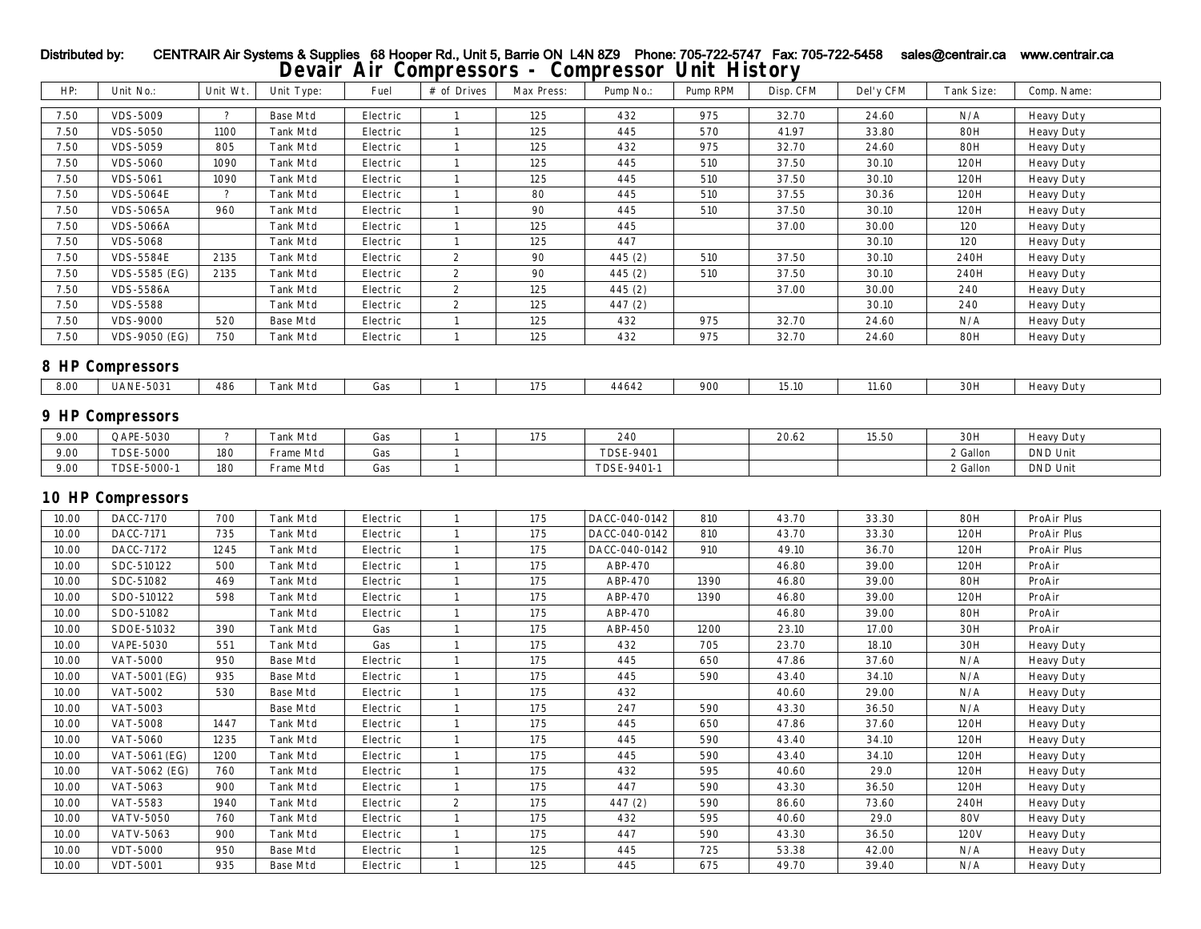Distributed by: CENTRAIR Air Systems & Supplies 68 Hooper Rd., Unit 5, Barrie ON L4N 8Z9 Phone: 705-722-5747 Fax: 705-722-5458 sales@centrair.ca www.centrair.ca

# Devair Air Compressors - Compressor Unit History

| HP: | Unit No.: | Unit Wt. | Unit Type: | Fuel | # of Drives | Max Press: | Pump No.: | Pump RPM | Disp. CFM | Del'y CFM | Tank Size: | Comp. Name: |
|---|---|---|---|---|---|---|---|---|---|---|---|---|
| 7.50 | VDS-5009 | ? | Base Mtd | Electric | 1 | 125 | 432 | 975 | 32.70 | 24.60 | N/A | Heavy Duty |
| 7.50 | VDS-5050 | 1100 | Tank Mtd | Electric | 1 | 125 | 445 | 570 | 41.97 | 33.80 | 80H | Heavy Duty |
| 7.50 | VDS-5059 | 805 | Tank Mtd | Electric | 1 | 125 | 432 | 975 | 32.70 | 24.60 | 80H | Heavy Duty |
| 7.50 | VDS-5060 | 1090 | Tank Mtd | Electric | 1 | 125 | 445 | 510 | 37.50 | 30.10 | 120H | Heavy Duty |
| 7.50 | VDS-5061 | 1090 | Tank Mtd | Electric | 1 | 125 | 445 | 510 | 37.50 | 30.10 | 120H | Heavy Duty |
| 7.50 | VDS-5064E | ? | Tank Mtd | Electric | 1 | 80 | 445 | 510 | 37.55 | 30.36 | 120H | Heavy Duty |
| 7.50 | VDS-5065A | 960 | Tank Mtd | Electric | 1 | 90 | 445 | 510 | 37.50 | 30.10 | 120H | Heavy Duty |
| 7.50 | VDS-5066A | | Tank Mtd | Electric | 1 | 125 | 445 | | 37.00 | 30.00 | 120 | Heavy Duty |
| 7.50 | VDS-5068 | | Tank Mtd | Electric | 1 | 125 | 447 | | | 30.10 | 120 | Heavy Duty |
| 7.50 | VDS-5584E | 2135 | Tank Mtd | Electric | 2 | 90 | 445 (2) | 510 | 37.50 | 30.10 | 240H | Heavy Duty |
| 7.50 | VDS-5585 (EG) | 2135 | Tank Mtd | Electric | 2 | 90 | 445 (2) | 510 | 37.50 | 30.10 | 240H | Heavy Duty |
| 7.50 | VDS-5586A | | Tank Mtd | Electric | 2 | 125 | 445 (2) | | 37.00 | 30.00 | 240 | Heavy Duty |
| 7.50 | VDS-5588 | | Tank Mtd | Electric | 2 | 125 | 447 (2) | | | 30.10 | 240 | Heavy Duty |
| 7.50 | VDS-9000 | 520 | Base Mtd | Electric | 1 | 125 | 432 | 975 | 32.70 | 24.60 | N/A | Heavy Duty |
| 7.50 | VDS-9050 (EG) | 750 | Tank Mtd | Electric | 1 | 125 | 432 | 975 | 32.70 | 24.60 | 80H | Heavy Duty |

## 8 HP Compressors

| HP: | Unit No.: | Unit Wt. | Unit Type: | Fuel | # of Drives | Max Press: | Pump No.: | Pump RPM | Disp. CFM | Del'y CFM | Tank Size: | Comp. Name: |
|---|---|---|---|---|---|---|---|---|---|---|---|---|
| 8.00 | UANE-5031 | 486 | Tank Mtd | Gas | 1 | 175 | 44642 | 900 | 15.10 | 11.60 | 30H | Heavy Duty |

## 9 HP Compressors

| HP: | Unit No.: | Unit Wt. | Unit Type: | Fuel | # of Drives | Max Press: | Pump No.: | Pump RPM | Disp. CFM | Del'y CFM | Tank Size: | Comp. Name: |
|---|---|---|---|---|---|---|---|---|---|---|---|---|
| 9.00 | QAPE-5030 | ? | Tank Mtd | Gas | 1 | 175 | 240 | | 20.62 | 15.50 | 30H | Heavy Duty |
| 9.00 | TDSE-5000 | 180 | Frame Mtd | Gas | 1 | | TDSE-9401 | | | | 2 Gallon | DND Unit |
| 9.00 | TDSE-5000-1 | 180 | Frame Mtd | Gas | 1 | | TDSE-9401-1 | | | | 2 Gallon | DND Unit |

## 10 HP Compressors

| HP: | Unit No.: | Unit Wt. | Unit Type: | Fuel | # of Drives | Max Press: | Pump No.: | Pump RPM | Disp. CFM | Del'y CFM | Tank Size: | Comp. Name: |
|---|---|---|---|---|---|---|---|---|---|---|---|---|
| 10.00 | DACC-7170 | 700 | Tank Mtd | Electric | 1 | 175 | DACC-040-0142 | 810 | 43.70 | 33.30 | 80H | ProAir Plus |
| 10.00 | DACC-7171 | 735 | Tank Mtd | Electric | 1 | 175 | DACC-040-0142 | 810 | 43.70 | 33.30 | 120H | ProAir Plus |
| 10.00 | DACC-7172 | 1245 | Tank Mtd | Electric | 1 | 175 | DACC-040-0142 | 910 | 49.10 | 36.70 | 120H | ProAir Plus |
| 10.00 | SDC-510122 | 500 | Tank Mtd | Electric | 1 | 175 | ABP-470 | | 46.80 | 39.00 | 120H | ProAir |
| 10.00 | SDC-51082 | 469 | Tank Mtd | Electric | 1 | 175 | ABP-470 | 1390 | 46.80 | 39.00 | 80H | ProAir |
| 10.00 | SDO-510122 | 598 | Tank Mtd | Electric | 1 | 175 | ABP-470 | 1390 | 46.80 | 39.00 | 120H | ProAir |
| 10.00 | SDO-51082 | | Tank Mtd | Electric | 1 | 175 | ABP-470 | | 46.80 | 39.00 | 80H | ProAir |
| 10.00 | SDOE-51032 | 390 | Tank Mtd | Gas | 1 | 175 | ABP-450 | 1200 | 23.10 | 17.00 | 30H | ProAir |
| 10.00 | VAPE-5030 | 551 | Tank Mtd | Gas | 1 | 175 | 432 | 705 | 23.70 | 18.10 | 30H | Heavy Duty |
| 10.00 | VAT-5000 | 950 | Base Mtd | Electric | 1 | 175 | 445 | 650 | 47.86 | 37.60 | N/A | Heavy Duty |
| 10.00 | VAT-5001 (EG) | 935 | Base Mtd | Electric | 1 | 175 | 445 | 590 | 43.40 | 34.10 | N/A | Heavy Duty |
| 10.00 | VAT-5002 | 530 | Base Mtd | Electric | 1 | 175 | 432 | | 40.60 | 29.00 | N/A | Heavy Duty |
| 10.00 | VAT-5003 | | Base Mtd | Electric | 1 | 175 | 247 | 590 | 43.30 | 36.50 | N/A | Heavy Duty |
| 10.00 | VAT-5008 | 1447 | Tank Mtd | Electric | 1 | 175 | 445 | 650 | 47.86 | 37.60 | 120H | Heavy Duty |
| 10.00 | VAT-5060 | 1235 | Tank Mtd | Electric | 1 | 175 | 445 | 590 | 43.40 | 34.10 | 120H | Heavy Duty |
| 10.00 | VAT-5061 (EG) | 1200 | Tank Mtd | Electric | 1 | 175 | 445 | 590 | 43.40 | 34.10 | 120H | Heavy Duty |
| 10.00 | VAT-5062 (EG) | 760 | Tank Mtd | Electric | 1 | 175 | 432 | 595 | 40.60 | 29.0 | 120H | Heavy Duty |
| 10.00 | VAT-5063 | 900 | Tank Mtd | Electric | 1 | 175 | 447 | 590 | 43.30 | 36.50 | 120H | Heavy Duty |
| 10.00 | VAT-5583 | 1940 | Tank Mtd | Electric | 2 | 175 | 447 (2) | 590 | 86.60 | 73.60 | 240H | Heavy Duty |
| 10.00 | VATV-5050 | 760 | Tank Mtd | Electric | 1 | 175 | 432 | 595 | 40.60 | 29.0 | 80V | Heavy Duty |
| 10.00 | VATV-5063 | 900 | Tank Mtd | Electric | 1 | 175 | 447 | 590 | 43.30 | 36.50 | 120V | Heavy Duty |
| 10.00 | VDT-5000 | 950 | Base Mtd | Electric | 1 | 125 | 445 | 725 | 53.38 | 42.00 | N/A | Heavy Duty |
| 10.00 | VDT-5001 | 935 | Base Mtd | Electric | 1 | 125 | 445 | 675 | 49.70 | 39.40 | N/A | Heavy Duty |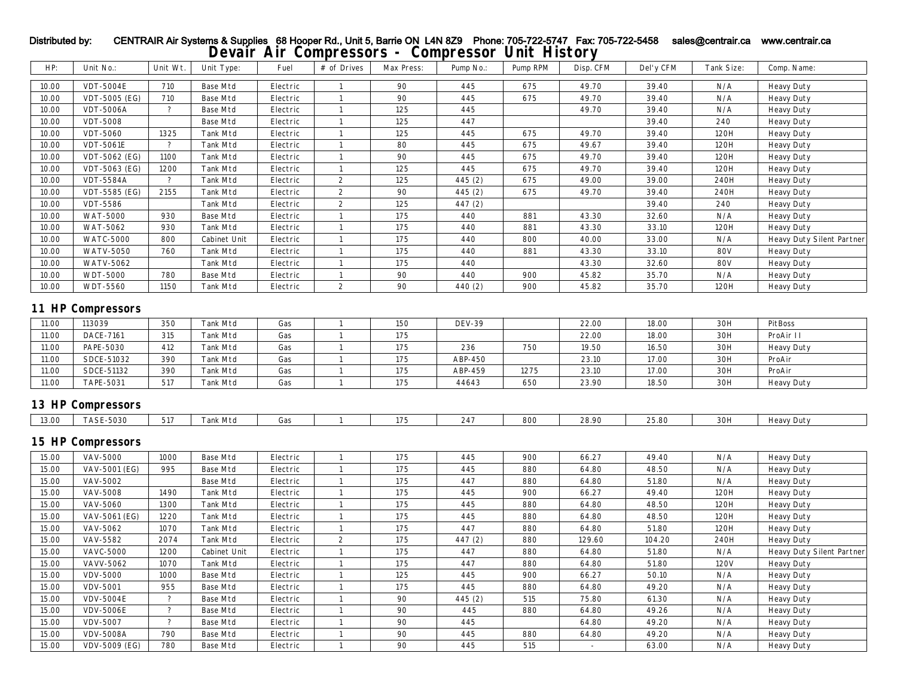Distributed by: CENTRAIR Air Systems & Supplies 68 Hooper Rd., Unit 5, Barrie ON L4N 8Z9 Phone: 705-722-5747 Fax: 705-722-5458 sales@centrair.ca www.centrair.ca

# Devair Air Compressors - Compressor Unit History

| HP: | Unit No.: | Unit Wt. | Unit Type: | Fuel | # of Drives | Max Press: | Pump No.: | Pump RPM | Disp. CFM | Del'y CFM | Tank Size: | Comp. Name: |
|---|---|---|---|---|---|---|---|---|---|---|---|---|
| 10.00 | VDT-5004E | 710 | Base Mtd | Electric | 1 | 90 | 445 | 675 | 49.70 | 39.40 | N/A | Heavy Duty |
| 10.00 | VDT-5005 (EG) | 710 | Base Mtd | Electric | 1 | 90 | 445 | 675 | 49.70 | 39.40 | N/A | Heavy Duty |
| 10.00 | VDT-5006A | ? | Base Mtd | Electric | 1 | 125 | 445 | | 49.70 | 39.40 | N/A | Heavy Duty |
| 10.00 | VDT-5008 | | Base Mtd | Electric | 1 | 125 | 447 | | | 39.40 | 240 | Heavy Duty |
| 10.00 | VDT-5060 | 1325 | Tank Mtd | Electric | 1 | 125 | 445 | 675 | 49.70 | 39.40 | 120H | Heavy Duty |
| 10.00 | VDT-5061E | ? | Tank Mtd | Electric | 1 | 80 | 445 | 675 | 49.67 | 39.40 | 120H | Heavy Duty |
| 10.00 | VDT-5062 (EG) | 1100 | Tank Mtd | Electric | 1 | 90 | 445 | 675 | 49.70 | 39.40 | 120H | Heavy Duty |
| 10.00 | VDT-5063 (EG) | 1200 | Tank Mtd | Electric | 1 | 125 | 445 | 675 | 49.70 | 39.40 | 120H | Heavy Duty |
| 10.00 | VDT-5584A | ? | Tank Mtd | Electric | 2 | 125 | 445 (2) | 675 | 49.00 | 39.00 | 240H | Heavy Duty |
| 10.00 | VDT-5585 (EG) | 2155 | Tank Mtd | Electric | 2 | 90 | 445 (2) | 675 | 49.70 | 39.40 | 240H | Heavy Duty |
| 10.00 | VDT-5586 | | Tank Mtd | Electric | 2 | 125 | 447 (2) | | | 39.40 | 240 | Heavy Duty |
| 10.00 | WAT-5000 | 930 | Base Mtd | Electric | 1 | 175 | 440 | 881 | 43.30 | 32.60 | N/A | Heavy Duty |
| 10.00 | WAT-5062 | 930 | Tank Mtd | Electric | 1 | 175 | 440 | 881 | 43.30 | 33.10 | 120H | Heavy Duty |
| 10.00 | WATC-5000 | 800 | Cabinet Unit | Electric | 1 | 175 | 440 | 800 | 40.00 | 33.00 | N/A | Heavy Duty Silent Partner |
| 10.00 | WATV-5050 | 760 | Tank Mtd | Electric | 1 | 175 | 440 | 881 | 43.30 | 33.10 | 80V | Heavy Duty |
| 10.00 | WATV-5062 | | Tank Mtd | Electric | 1 | 175 | 440 | | 43.30 | 32.60 | 80V | Heavy Duty |
| 10.00 | WDT-5000 | 780 | Base Mtd | Electric | 1 | 90 | 440 | 900 | 45.82 | 35.70 | N/A | Heavy Duty |
| 10.00 | WDT-5560 | 1150 | Tank Mtd | Electric | 2 | 90 | 440 (2) | 900 | 45.82 | 35.70 | 120H | Heavy Duty |

## 11 HP Compressors

| HP: | Unit No.: | Unit Wt. | Unit Type: | Fuel | # of Drives | Max Press: | Pump No.: | Pump RPM | Disp. CFM | Del'y CFM | Tank Size: | Comp. Name: |
|---|---|---|---|---|---|---|---|---|---|---|---|---|
| 11.00 | 113039 | 350 | Tank Mtd | Gas | 1 | 150 | DEV-39 | | 22.00 | 18.00 | 30H | PitBoss |
| 11.00 | DACE-7161 | 315 | Tank Mtd | Gas | 1 | 175 | | | 22.00 | 18.00 | 30H | ProAir II |
| 11.00 | PAPE-5030 | 412 | Tank Mtd | Gas | 1 | 175 | 236 | 750 | 19.50 | 16.50 | 30H | Heavy Duty |
| 11.00 | SDCE-51032 | 390 | Tank Mtd | Gas | 1 | 175 | ABP-450 | | 23.10 | 17.00 | 30H | ProAir |
| 11.00 | SDCE-51132 | 390 | Tank Mtd | Gas | 1 | 175 | ABP-459 | 1275 | 23.10 | 17.00 | 30H | ProAir |
| 11.00 | TAPE-5031 | 517 | Tank Mtd | Gas | 1 | 175 | 44643 | 650 | 23.90 | 18.50 | 30H | Heavy Duty |

## 13 HP Compressors

| HP: | Unit No.: | Unit Wt. | Unit Type: | Fuel | # of Drives | Max Press: | Pump No.: | Pump RPM | Disp. CFM | Del'y CFM | Tank Size: | Comp. Name: |
|---|---|---|---|---|---|---|---|---|---|---|---|---|
| 13.00 | TASE-5030 | 517 | Tank Mtd | Gas | 1 | 175 | 247 | 800 | 28.90 | 25.80 | 30H | Heavy Duty |

## 15 HP Compressors

| HP: | Unit No.: | Unit Wt. | Unit Type: | Fuel | # of Drives | Max Press: | Pump No.: | Pump RPM | Disp. CFM | Del'y CFM | Tank Size: | Comp. Name: |
|---|---|---|---|---|---|---|---|---|---|---|---|---|
| 15.00 | VAV-5000 | 1000 | Base Mtd | Electric | 1 | 175 | 445 | 900 | 66.27 | 49.40 | N/A | Heavy Duty |
| 15.00 | VAV-5001 (EG) | 995 | Base Mtd | Electric | 1 | 175 | 445 | 880 | 64.80 | 48.50 | N/A | Heavy Duty |
| 15.00 | VAV-5002 | | Base Mtd | Electric | 1 | 175 | 447 | 880 | 64.80 | 51.80 | N/A | Heavy Duty |
| 15.00 | VAV-5008 | 1490 | Tank Mtd | Electric | 1 | 175 | 445 | 900 | 66.27 | 49.40 | 120H | Heavy Duty |
| 15.00 | VAV-5060 | 1300 | Tank Mtd | Electric | 1 | 175 | 445 | 880 | 64.80 | 48.50 | 120H | Heavy Duty |
| 15.00 | VAV-5061 (EG) | 1220 | Tank Mtd | Electric | 1 | 175 | 445 | 880 | 64.80 | 48.50 | 120H | Heavy Duty |
| 15.00 | VAV-5062 | 1070 | Tank Mtd | Electric | 1 | 175 | 447 | 880 | 64.80 | 51.80 | 120H | Heavy Duty |
| 15.00 | VAV-5582 | 2074 | Tank Mtd | Electric | 2 | 175 | 447 (2) | 880 | 129.60 | 104.20 | 240H | Heavy Duty |
| 15.00 | VAVC-5000 | 1200 | Cabinet Unit | Electric | 1 | 175 | 447 | 880 | 64.80 | 51.80 | N/A | Heavy Duty Silent Partner |
| 15.00 | VAVV-5062 | 1070 | Tank Mtd | Electric | 1 | 175 | 447 | 880 | 64.80 | 51.80 | 120V | Heavy Duty |
| 15.00 | VDV-5000 | 1000 | Base Mtd | Electric | 1 | 125 | 445 | 900 | 66.27 | 50.10 | N/A | Heavy Duty |
| 15.00 | VDV-5001 | 955 | Base Mtd | Electric | 1 | 175 | 445 | 880 | 64.80 | 49.20 | N/A | Heavy Duty |
| 15.00 | VDV-5004E | ? | Base Mtd | Electric | 1 | 90 | 445 (2) | 515 | 75.80 | 61.30 | N/A | Heavy Duty |
| 15.00 | VDV-5006E | ? | Base Mtd | Electric | 1 | 90 | 445 | 880 | 64.80 | 49.26 | N/A | Heavy Duty |
| 15.00 | VDV-5007 | ? | Base Mtd | Electric | 1 | 90 | 445 | | 64.80 | 49.20 | N/A | Heavy Duty |
| 15.00 | VDV-5008A | 790 | Base Mtd | Electric | 1 | 90 | 445 | 880 | 64.80 | 49.20 | N/A | Heavy Duty |
| 15.00 | VDV-5009 (EG) | 780 | Base Mtd | Electric | 1 | 90 | 445 | 515 | - | 63.00 | N/A | Heavy Duty |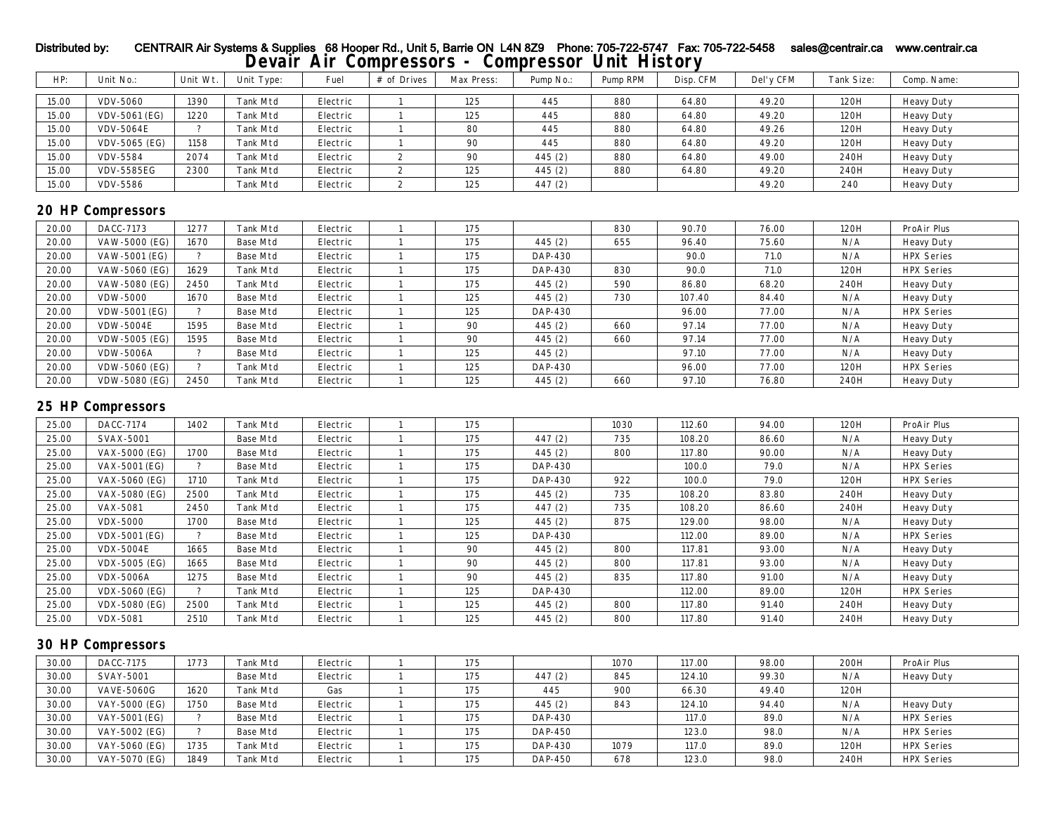Distributed by: CENTRAIR Air Systems & Supplies 68 Hooper Rd., Unit 5, Barrie ON L4N 8Z9 Phone: 705-722-5747 Fax: 705-722-5458 sales@centrair.ca www.centrair.ca

# Devair Air Compressors - Compressor Unit History

| HP: | Unit No.: | Unit Wt. | Unit Type: | Fuel | # of Drives | Max Press: | Pump No.: | Pump RPM | Disp. CFM | Del'y CFM | Tank Size: | Comp. Name: |
|---|---|---|---|---|---|---|---|---|---|---|---|---|
| 15.00 | VDV-5060 | 1390 | Tank Mtd | Electric | 1 | 125 | 445 | 880 | 64.80 | 49.20 | 120H | Heavy Duty |
| 15.00 | VDV-5061 (EG) | 1220 | Tank Mtd | Electric | 1 | 125 | 445 | 880 | 64.80 | 49.20 | 120H | Heavy Duty |
| 15.00 | VDV-5064E | ? | Tank Mtd | Electric | 1 | 80 | 445 | 880 | 64.80 | 49.26 | 120H | Heavy Duty |
| 15.00 | VDV-5065 (EG) | 1158 | Tank Mtd | Electric | 1 | 90 | 445 | 880 | 64.80 | 49.20 | 120H | Heavy Duty |
| 15.00 | VDV-5584 | 2074 | Tank Mtd | Electric | 2 | 90 | 445 (2) | 880 | 64.80 | 49.00 | 240H | Heavy Duty |
| 15.00 | VDV-5585EG | 2300 | Tank Mtd | Electric | 2 | 125 | 445 (2) | 880 | 64.80 | 49.20 | 240H | Heavy Duty |
| 15.00 | VDV-5586 | | Tank Mtd | Electric | 2 | 125 | 447 (2) | | | 49.20 | 240 | Heavy Duty |

## 20 HP Compressors

| HP: | Unit No.: | Unit Wt. | Unit Type: | Fuel | # of Drives | Max Press: | Pump No.: | Pump RPM | Disp. CFM | Del'y CFM | Tank Size: | Comp. Name: |
|---|---|---|---|---|---|---|---|---|---|---|---|---|
| 20.00 | DACC-7173 | 1277 | Tank Mtd | Electric | 1 | 175 | | 830 | 90.70 | 76.00 | 120H | ProAir Plus |
| 20.00 | VAW-5000 (EG) | 1670 | Base Mtd | Electric | 1 | 175 | 445 (2) | 655 | 96.40 | 75.60 | N/A | Heavy Duty |
| 20.00 | VAW-5001 (EG) | ? | Base Mtd | Electric | 1 | 175 | DAP-430 | | 90.0 | 71.0 | N/A | HPX Series |
| 20.00 | VAW-5060 (EG) | 1629 | Tank Mtd | Electric | 1 | 175 | DAP-430 | 830 | 90.0 | 71.0 | 120H | HPX Series |
| 20.00 | VAW-5080 (EG) | 2450 | Tank Mtd | Electric | 1 | 175 | 445 (2) | 590 | 86.80 | 68.20 | 240H | Heavy Duty |
| 20.00 | VDW-5000 | 1670 | Base Mtd | Electric | 1 | 125 | 445 (2) | 730 | 107.40 | 84.40 | N/A | Heavy Duty |
| 20.00 | VDW-5001 (EG) | ? | Base Mtd | Electric | 1 | 125 | DAP-430 | | 96.00 | 77.00 | N/A | HPX Series |
| 20.00 | VDW-5004E | 1595 | Base Mtd | Electric | 1 | 90 | 445 (2) | 660 | 97.14 | 77.00 | N/A | Heavy Duty |
| 20.00 | VDW-5005 (EG) | 1595 | Base Mtd | Electric | 1 | 90 | 445 (2) | 660 | 97.14 | 77.00 | N/A | Heavy Duty |
| 20.00 | VDW-5006A | ? | Base Mtd | Electric | 1 | 125 | 445 (2) | | 97.10 | 77.00 | N/A | Heavy Duty |
| 20.00 | VDW-5060 (EG) | ? | Tank Mtd | Electric | 1 | 125 | DAP-430 | | 96.00 | 77.00 | 120H | HPX Series |
| 20.00 | VDW-5080 (EG) | 2450 | Tank Mtd | Electric | 1 | 125 | 445 (2) | 660 | 97.10 | 76.80 | 240H | Heavy Duty |

## 25 HP Compressors

| HP: | Unit No.: | Unit Wt. | Unit Type: | Fuel | # of Drives | Max Press: | Pump No.: | Pump RPM | Disp. CFM | Del'y CFM | Tank Size: | Comp. Name: |
|---|---|---|---|---|---|---|---|---|---|---|---|---|
| 25.00 | DACC-7174 | 1402 | Tank Mtd | Electric | 1 | 175 | | 1030 | 112.60 | 94.00 | 120H | ProAir Plus |
| 25.00 | SVAX-5001 | | Base Mtd | Electric | 1 | 175 | 447 (2) | 735 | 108.20 | 86.60 | N/A | Heavy Duty |
| 25.00 | VAX-5000 (EG) | 1700 | Base Mtd | Electric | 1 | 175 | 445 (2) | 800 | 117.80 | 90.00 | N/A | Heavy Duty |
| 25.00 | VAX-5001 (EG) | ? | Base Mtd | Electric | 1 | 175 | DAP-430 | | 100.0 | 79.0 | N/A | HPX Series |
| 25.00 | VAX-5060 (EG) | 1710 | Tank Mtd | Electric | 1 | 175 | DAP-430 | 922 | 100.0 | 79.0 | 120H | HPX Series |
| 25.00 | VAX-5080 (EG) | 2500 | Tank Mtd | Electric | 1 | 175 | 445 (2) | 735 | 108.20 | 83.80 | 240H | Heavy Duty |
| 25.00 | VAX-5081 | 2450 | Tank Mtd | Electric | 1 | 175 | 447 (2) | 735 | 108.20 | 86.60 | 240H | Heavy Duty |
| 25.00 | VDX-5000 | 1700 | Base Mtd | Electric | 1 | 125 | 445 (2) | 875 | 129.00 | 98.00 | N/A | Heavy Duty |
| 25.00 | VDX-5001 (EG) | ? | Base Mtd | Electric | 1 | 125 | DAP-430 | | 112.00 | 89.00 | N/A | HPX Series |
| 25.00 | VDX-5004E | 1665 | Base Mtd | Electric | 1 | 90 | 445 (2) | 800 | 117.81 | 93.00 | N/A | Heavy Duty |
| 25.00 | VDX-5005 (EG) | 1665 | Base Mtd | Electric | 1 | 90 | 445 (2) | 800 | 117.81 | 93.00 | N/A | Heavy Duty |
| 25.00 | VDX-5006A | 1275 | Base Mtd | Electric | 1 | 90 | 445 (2) | 835 | 117.80 | 91.00 | N/A | Heavy Duty |
| 25.00 | VDX-5060 (EG) | ? | Tank Mtd | Electric | 1 | 125 | DAP-430 | | 112.00 | 89.00 | 120H | HPX Series |
| 25.00 | VDX-5080 (EG) | 2500 | Tank Mtd | Electric | 1 | 125 | 445 (2) | 800 | 117.80 | 91.40 | 240H | Heavy Duty |
| 25.00 | VDX-5081 | 2510 | Tank Mtd | Electric | 1 | 125 | 445 (2) | 800 | 117.80 | 91.40 | 240H | Heavy Duty |

## 30 HP Compressors

| HP: | Unit No.: | Unit Wt. | Unit Type: | Fuel | # of Drives | Max Press: | Pump No.: | Pump RPM | Disp. CFM | Del'y CFM | Tank Size: | Comp. Name: |
|---|---|---|---|---|---|---|---|---|---|---|---|---|
| 30.00 | DACC-7175 | 1773 | Tank Mtd | Electric | 1 | 175 | | 1070 | 117.00 | 98.00 | 200H | ProAir Plus |
| 30.00 | SVAY-5001 | | Base Mtd | Electric | 1 | 175 | 447 (2) | 845 | 124.10 | 99.30 | N/A | Heavy Duty |
| 30.00 | VAVE-5060G | 1620 | Tank Mtd | Gas | 1 | 175 | 445 | 900 | 66.30 | 49.40 | 120H | |
| 30.00 | VAY-5000 (EG) | 1750 | Base Mtd | Electric | 1 | 175 | 445 (2) | 843 | 124.10 | 94.40 | N/A | Heavy Duty |
| 30.00 | VAY-5001 (EG) | ? | Base Mtd | Electric | 1 | 175 | DAP-430 | | 117.0 | 89.0 | N/A | HPX Series |
| 30.00 | VAY-5002 (EG) | ? | Base Mtd | Electric | 1 | 175 | DAP-450 | | 123.0 | 98.0 | N/A | HPX Series |
| 30.00 | VAY-5060 (EG) | 1735 | Tank Mtd | Electric | 1 | 175 | DAP-430 | 1079 | 117.0 | 89.0 | 120H | HPX Series |
| 30.00 | VAY-5070 (EG) | 1849 | Tank Mtd | Electric | 1 | 175 | DAP-450 | 678 | 123.0 | 98.0 | 240H | HPX Series |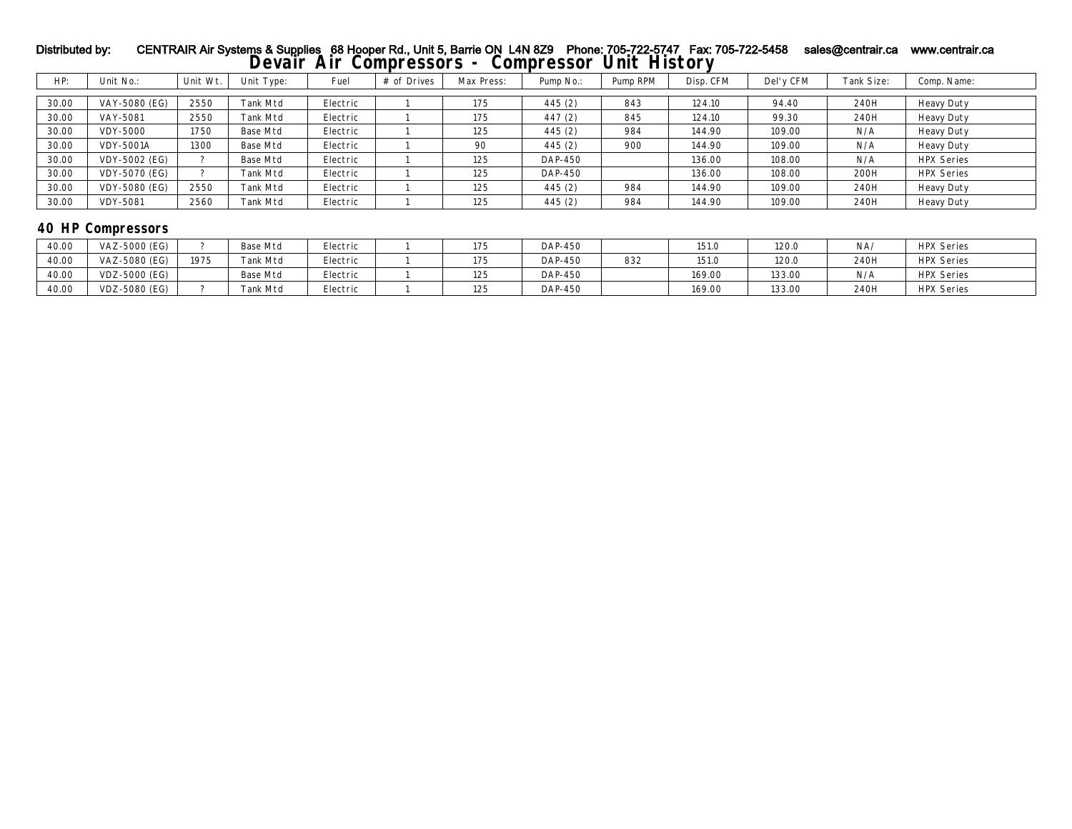Distributed by: CENTRAIR Air Systems & Supplies 68 Hooper Rd., Unit 5, Barrie ON L4N 8Z9 Phone: 705-722-5747 Fax: 705-722-5458 sales@centrair.ca www.centrair.ca

# Devair Air Compressors - Compressor Unit History

| HP: | Unit No.: | Unit Wt. | Unit Type: | Fuel | # of Drives | Max Press: | Pump No.: | Pump RPM | Disp. CFM | Del'y CFM | Tank Size: | Comp. Name: |
|---|---|---|---|---|---|---|---|---|---|---|---|---|
| 30.00 | VAY-5080 (EG) | 2550 | Tank Mtd | Electric | 1 | 175 | 445 (2) | 843 | 124.10 | 94.40 | 240H | Heavy Duty |
| 30.00 | VAY-5081 | 2550 | Tank Mtd | Electric | 1 | 175 | 447 (2) | 845 | 124.10 | 99.30 | 240H | Heavy Duty |
| 30.00 | VDY-5000 | 1750 | Base Mtd | Electric | 1 | 125 | 445 (2) | 984 | 144.90 | 109.00 | N/A | Heavy Duty |
| 30.00 | VDY-5001A | 1300 | Base Mtd | Electric | 1 | 90 | 445 (2) | 900 | 144.90 | 109.00 | N/A | Heavy Duty |
| 30.00 | VDY-5002 (EG) | ? | Base Mtd | Electric | 1 | 125 | DAP-450 | | 136.00 | 108.00 | N/A | HPX Series |
| 30.00 | VDY-5070 (EG) | ? | Tank Mtd | Electric | 1 | 125 | DAP-450 | | 136.00 | 108.00 | 200H | HPX Series |
| 30.00 | VDY-5080 (EG) | 2550 | Tank Mtd | Electric | 1 | 125 | 445 (2) | 984 | 144.90 | 109.00 | 240H | Heavy Duty |
| 30.00 | VDY-5081 | 2560 | Tank Mtd | Electric | 1 | 125 | 445 (2) | 984 | 144.90 | 109.00 | 240H | Heavy Duty |

## 40 HP Compressors

| | | | | | | | | | | | | |
|---|---|---|---|---|---|---|---|---|---|---|---|---|
| 40.00 | VAZ-5000 (EG) | ? | Base Mtd | Electric | 1 | 175 | DAP-450 | | 151.0 | 120.0 | NA/ | HPX Series |
| 40.00 | VAZ-5080 (EG) | 1975 | Tank Mtd | Electric | 1 | 175 | DAP-450 | 832 | 151.0 | 120.0 | 240H | HPX Series |
| 40.00 | VDZ-5000 (EG) | | Base Mtd | Electric | 1 | 125 | DAP-450 | | 169.00 | 133.00 | N/A | HPX Series |
| 40.00 | VDZ-5080 (EG) | ? | Tank Mtd | Electric | 1 | 125 | DAP-450 | | 169.00 | 133.00 | 240H | HPX Series |